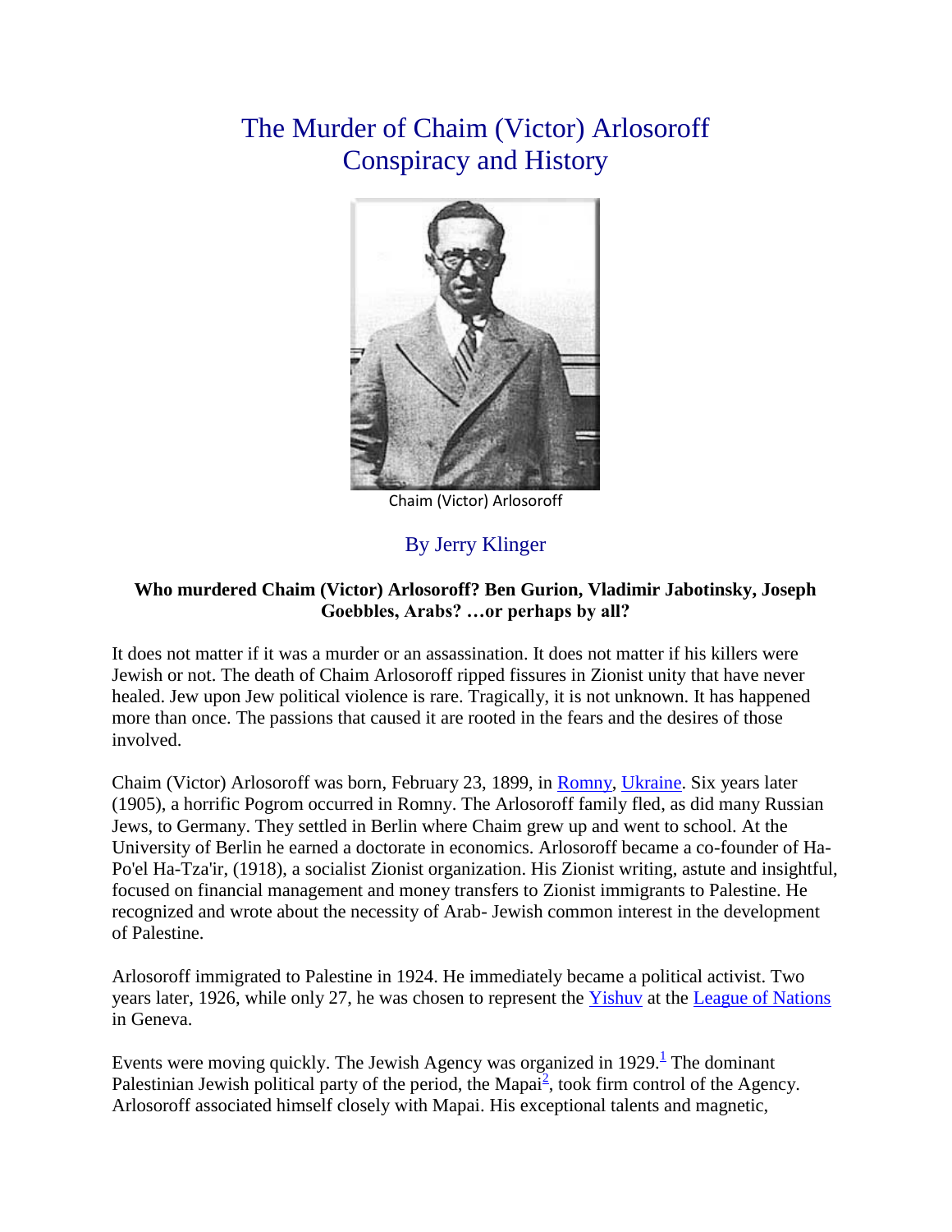# The Murder of Chaim (Victor) Arlosoroff Conspiracy and History

Chaim (Victor) Arlosoroff

By Jerry Klinger

**Who murdered Chaim (Victor) Arlosoroff? Ben Gurion, Vladimir Jabotinsky, Joseph Goebbles, Arabs? …or perhaps by all?**

It does not matter if it was a murder or an assassination. It does not matter if his killers were Jewish or not. The death of Chaim Arlosoroff ripped fissures in Zionist unity that have never healed. Jew upon Jew political violence is rare. Tragically, it is not unknown. It has happened more than once. The passions that caused it are rooted in the fears and the desires of those involved.

Chaim (Victor) Arlosoroff was born, February 23, 1899, in Romny, Ukraine. Six years later (1905), a horrific Pogrom occurred in Romny. The Arlosoroff family fled, as did many Russian Jews, to Germany. They settled in Berlin where Chaim grew up and went to school. At the University of Berlin he earned a doctorate in economics. Arlosoroff became a co-founder of Ha-Po'el Ha-Tza'ir, (1918), a socialist Zionist organization. His Zionist writing, astute and insightful, focused on financial management and money transfers to Zionist immigrants to Palestine. He recognized and wrote about the necessity of Arab- Jewish common interest in the development of Palestine.

Arlosoroff immigrated to Palestine in 1924. He immediately became a political activist. Two years later, 1926, while only 27, he was chosen to represent the Yishuv at the League of Nations in Geneva.

Events were moving quickly. The Jewish Agency was organized in 1929.[1] The dominant Palestinian Jewish political party of the period, the Mapai[2], took firm control of the Agency. Arlosoroff associated himself closely with Mapai. His exceptional talents and magnetic,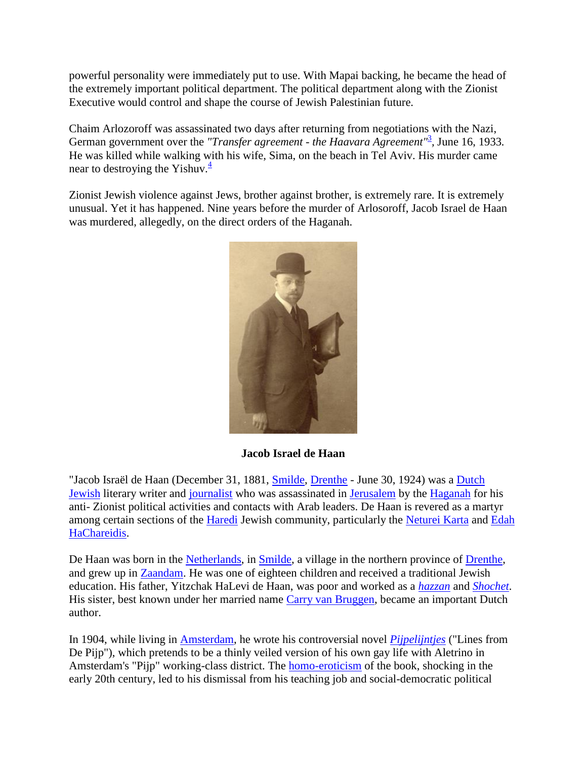powerful personality were immediately put to use. With Mapai backing, he became the head of the extremely important political department. The political department along with the Zionist Executive would control and shape the course of Jewish Palestinian future.

Chaim Arlozoroff was assassinated two days after returning from negotiations with the Nazi, German government over the *"Transfer agreement - the Haavara Agreement"*[3], June 16, 1933. He was killed while walking with his wife, Sima, on the beach in Tel Aviv. His murder came near to destroying the Yishuv.[4]

Zionist Jewish violence against Jews, brother against brother, is extremely rare. It is extremely unusual. Yet it has happened. Nine years before the murder of Arlosoroff, Jacob Israel de Haan was murdered, allegedly, on the direct orders of the Haganah.

**Jacob Israel de Haan**

"Jacob Israël de Haan (December 31, 1881, Smilde, Drenthe - June 30, 1924) was a Dutch Jewish literary writer and journalist who was assassinated in Jerusalem by the Haganah for his anti- Zionist political activities and contacts with Arab leaders. De Haan is revered as a martyr among certain sections of the Haredi Jewish community, particularly the Neturei Karta and Edah HaChareidis.

De Haan was born in the Netherlands, in Smilde, a village in the northern province of Drenthe, and grew up in Zaandam. He was one of eighteen children and received a traditional Jewish education. His father, Yitzchak HaLevi de Haan, was poor and worked as a *hazzan* and *Shochet*. His sister, best known under her married name Carry van Bruggen, became an important Dutch author.

In 1904, while living in Amsterdam, he wrote his controversial novel *Pijpelijntjes* ("Lines from De Pijp"), which pretends to be a thinly veiled version of his own gay life with Aletrino in Amsterdam's "Pijp" working-class district. The homo-eroticism of the book, shocking in the early 20th century, led to his dismissal from his teaching job and social-democratic political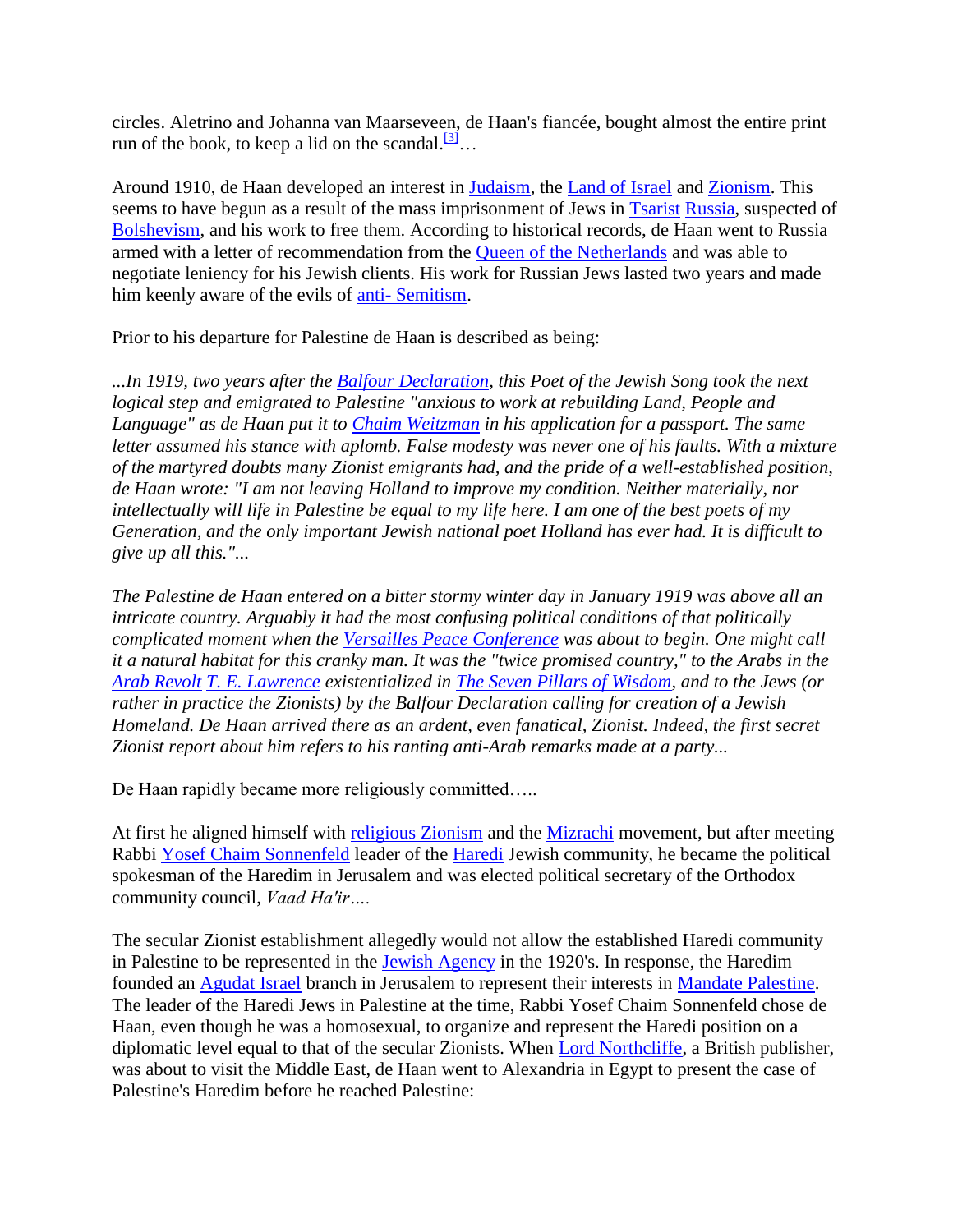circles. Aletrino and Johanna van Maarseveen, de Haan's fiancée, bought almost the entire print run of the book, to keep a lid on the scandal.[3]…

Around 1910, de Haan developed an interest in Judaism, the Land of Israel and Zionism. This seems to have begun as a result of the mass imprisonment of Jews in Tsarist Russia, suspected of Bolshevism, and his work to free them. According to historical records, de Haan went to Russia armed with a letter of recommendation from the Queen of the Netherlands and was able to negotiate leniency for his Jewish clients. His work for Russian Jews lasted two years and made him keenly aware of the evils of anti- Semitism.

Prior to his departure for Palestine de Haan is described as being:

*...In 1919, two years after the Balfour Declaration, this Poet of the Jewish Song took the next logical step and emigrated to Palestine "anxious to work at rebuilding Land, People and Language" as de Haan put it to Chaim Weitzman in his application for a passport. The same letter assumed his stance with aplomb. False modesty was never one of his faults. With a mixture of the martyred doubts many Zionist emigrants had, and the pride of a well-established position, de Haan wrote: "I am not leaving Holland to improve my condition. Neither materially, nor intellectually will life in Palestine be equal to my life here. I am one of the best poets of my Generation, and the only important Jewish national poet Holland has ever had. It is difficult to give up all this."...*

*The Palestine de Haan entered on a bitter stormy winter day in January 1919 was above all an intricate country. Arguably it had the most confusing political conditions of that politically complicated moment when the Versailles Peace Conference was about to begin. One might call it a natural habitat for this cranky man. It was the "twice promised country," to the Arabs in the Arab Revolt T. E. Lawrence existentialized in The Seven Pillars of Wisdom, and to the Jews (or rather in practice the Zionists) by the Balfour Declaration calling for creation of a Jewish Homeland. De Haan arrived there as an ardent, even fanatical, Zionist. Indeed, the first secret Zionist report about him refers to his ranting anti-Arab remarks made at a party...*

De Haan rapidly became more religiously committed…..

At first he aligned himself with religious Zionism and the Mizrachi movement, but after meeting Rabbi Yosef Chaim Sonnenfeld leader of the Haredi Jewish community, he became the political spokesman of the Haredim in Jerusalem and was elected political secretary of the Orthodox community council, *Vaad Ha'ir*….

The secular Zionist establishment allegedly would not allow the established Haredi community in Palestine to be represented in the Jewish Agency in the 1920's. In response, the Haredim founded an Agudat Israel branch in Jerusalem to represent their interests in Mandate Palestine. The leader of the Haredi Jews in Palestine at the time, Rabbi Yosef Chaim Sonnenfeld chose de Haan, even though he was a homosexual, to organize and represent the Haredi position on a diplomatic level equal to that of the secular Zionists. When Lord Northcliffe, a British publisher, was about to visit the Middle East, de Haan went to Alexandria in Egypt to present the case of Palestine's Haredim before he reached Palestine: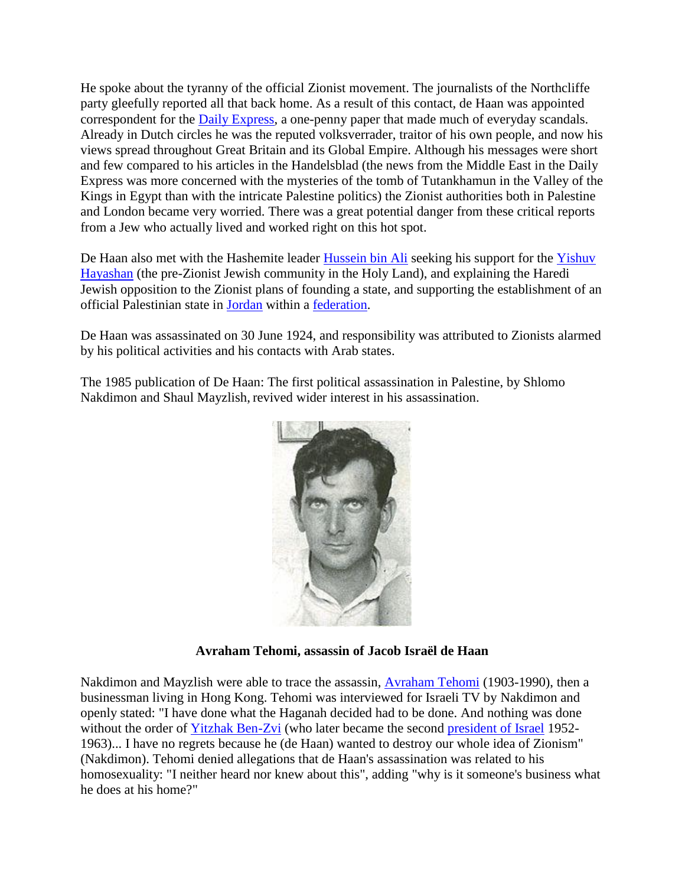He spoke about the tyranny of the official Zionist movement. The journalists of the Northcliffe party gleefully reported all that back home. As a result of this contact, de Haan was appointed correspondent for the Daily Express, a one-penny paper that made much of everyday scandals. Already in Dutch circles he was the reputed volksverrader, traitor of his own people, and now his views spread throughout Great Britain and its Global Empire. Although his messages were short and few compared to his articles in the Handelsblad (the news from the Middle East in the Daily Express was more concerned with the mysteries of the tomb of Tutankhamun in the Valley of the Kings in Egypt than with the intricate Palestine politics) the Zionist authorities both in Palestine and London became very worried. There was a great potential danger from these critical reports from a Jew who actually lived and worked right on this hot spot.

De Haan also met with the Hashemite leader Hussein bin Ali seeking his support for the Yishuv Hayashan (the pre-Zionist Jewish community in the Holy Land), and explaining the Haredi Jewish opposition to the Zionist plans of founding a state, and supporting the establishment of an official Palestinian state in Jordan within a federation.

De Haan was assassinated on 30 June 1924, and responsibility was attributed to Zionists alarmed by his political activities and his contacts with Arab states.

The 1985 publication of De Haan: The first political assassination in Palestine, by Shlomo Nakdimon and Shaul Mayzlish, revived wider interest in his assassination.

**Avraham Tehomi, assassin of Jacob Israël de Haan**

Nakdimon and Mayzlish were able to trace the assassin, Avraham Tehomi (1903-1990), then a businessman living in Hong Kong. Tehomi was interviewed for Israeli TV by Nakdimon and openly stated: "I have done what the Haganah decided had to be done. And nothing was done without the order of Yitzhak Ben-Zvi (who later became the second president of Israel 1952-1963)... I have no regrets because he (de Haan) wanted to destroy our whole idea of Zionism" (Nakdimon). Tehomi denied allegations that de Haan's assassination was related to his homosexuality: "I neither heard nor knew about this", adding "why is it someone's business what he does at his home?"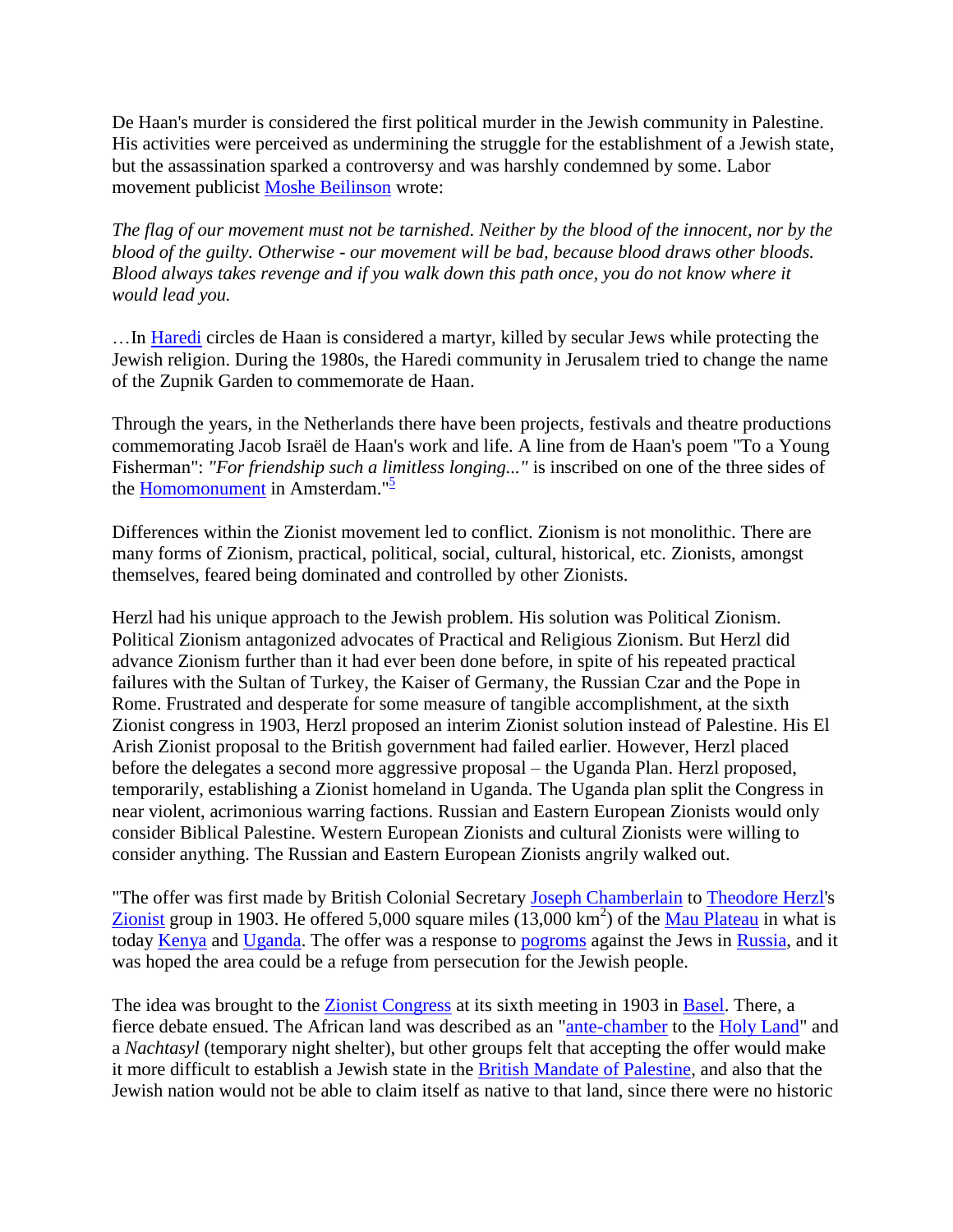De Haan's murder is considered the first political murder in the Jewish community in Palestine. His activities were perceived as undermining the struggle for the establishment of a Jewish state, but the assassination sparked a controversy and was harshly condemned by some. Labor movement publicist Moshe Beilinson wrote:

*The flag of our movement must not be tarnished. Neither by the blood of the innocent, nor by the blood of the guilty. Otherwise - our movement will be bad, because blood draws other bloods. Blood always takes revenge and if you walk down this path once, you do not know where it would lead you.*

…In Haredi circles de Haan is considered a martyr, killed by secular Jews while protecting the Jewish religion. During the 1980s, the Haredi community in Jerusalem tried to change the name of the Zupnik Garden to commemorate de Haan.

Through the years, in the Netherlands there have been projects, festivals and theatre productions commemorating Jacob Israël de Haan's work and life. A line from de Haan's poem "To a Young Fisherman": *"For friendship such a limitless longing..."* is inscribed on one of the three sides of the Homomonument in Amsterdam."[5]

Differences within the Zionist movement led to conflict. Zionism is not monolithic. There are many forms of Zionism, practical, political, social, cultural, historical, etc. Zionists, amongst themselves, feared being dominated and controlled by other Zionists.

Herzl had his unique approach to the Jewish problem. His solution was Political Zionism. Political Zionism antagonized advocates of Practical and Religious Zionism. But Herzl did advance Zionism further than it had ever been done before, in spite of his repeated practical failures with the Sultan of Turkey, the Kaiser of Germany, the Russian Czar and the Pope in Rome. Frustrated and desperate for some measure of tangible accomplishment, at the sixth Zionist congress in 1903, Herzl proposed an interim Zionist solution instead of Palestine. His El Arish Zionist proposal to the British government had failed earlier. However, Herzl placed before the delegates a second more aggressive proposal – the Uganda Plan. Herzl proposed, temporarily, establishing a Zionist homeland in Uganda. The Uganda plan split the Congress in near violent, acrimonious warring factions. Russian and Eastern European Zionists would only consider Biblical Palestine. Western European Zionists and cultural Zionists were willing to consider anything. The Russian and Eastern European Zionists angrily walked out.

"The offer was first made by British Colonial Secretary Joseph Chamberlain to Theodore Herzl's Zionist group in 1903. He offered 5,000 square miles (13,000 km$^2$) of the Mau Plateau in what is today Kenya and Uganda. The offer was a response to pogroms against the Jews in Russia, and it was hoped the area could be a refuge from persecution for the Jewish people.

The idea was brought to the Zionist Congress at its sixth meeting in 1903 in Basel. There, a fierce debate ensued. The African land was described as an "ante-chamber to the Holy Land" and a *Nachtasyl* (temporary night shelter), but other groups felt that accepting the offer would make it more difficult to establish a Jewish state in the British Mandate of Palestine, and also that the Jewish nation would not be able to claim itself as native to that land, since there were no historic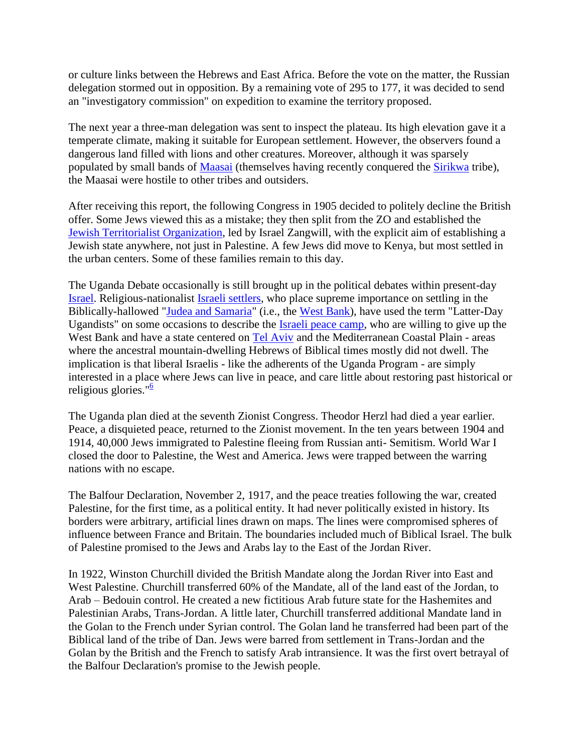or culture links between the Hebrews and East Africa. Before the vote on the matter, the Russian delegation stormed out in opposition. By a remaining vote of 295 to 177, it was decided to send an "investigatory commission" on expedition to examine the territory proposed.

The next year a three-man delegation was sent to inspect the plateau. Its high elevation gave it a temperate climate, making it suitable for European settlement. However, the observers found a dangerous land filled with lions and other creatures. Moreover, although it was sparsely populated by small bands of Maasai (themselves having recently conquered the Sirikwa tribe), the Maasai were hostile to other tribes and outsiders.

After receiving this report, the following Congress in 1905 decided to politely decline the British offer. Some Jews viewed this as a mistake; they then split from the ZO and established the Jewish Territorialist Organization, led by Israel Zangwill, with the explicit aim of establishing a Jewish state anywhere, not just in Palestine. A few Jews did move to Kenya, but most settled in the urban centers. Some of these families remain to this day.

The Uganda Debate occasionally is still brought up in the political debates within present-day Israel. Religious-nationalist Israeli settlers, who place supreme importance on settling in the Biblically-hallowed "Judea and Samaria" (i.e., the West Bank), have used the term "Latter-Day Ugandists" on some occasions to describe the Israeli peace camp, who are willing to give up the West Bank and have a state centered on Tel Aviv and the Mediterranean Coastal Plain - areas where the ancestral mountain-dwelling Hebrews of Biblical times mostly did not dwell. The implication is that liberal Israelis - like the adherents of the Uganda Program - are simply interested in a place where Jews can live in peace, and care little about restoring past historical or religious glories."[6]

The Uganda plan died at the seventh Zionist Congress. Theodor Herzl had died a year earlier. Peace, a disquieted peace, returned to the Zionist movement. In the ten years between 1904 and 1914, 40,000 Jews immigrated to Palestine fleeing from Russian anti- Semitism. World War I closed the door to Palestine, the West and America. Jews were trapped between the warring nations with no escape.

The Balfour Declaration, November 2, 1917, and the peace treaties following the war, created Palestine, for the first time, as a political entity. It had never politically existed in history. Its borders were arbitrary, artificial lines drawn on maps. The lines were compromised spheres of influence between France and Britain. The boundaries included much of Biblical Israel. The bulk of Palestine promised to the Jews and Arabs lay to the East of the Jordan River.

In 1922, Winston Churchill divided the British Mandate along the Jordan River into East and West Palestine. Churchill transferred 60% of the Mandate, all of the land east of the Jordan, to Arab – Bedouin control. He created a new fictitious Arab future state for the Hashemites and Palestinian Arabs, Trans-Jordan. A little later, Churchill transferred additional Mandate land in the Golan to the French under Syrian control. The Golan land he transferred had been part of the Biblical land of the tribe of Dan. Jews were barred from settlement in Trans-Jordan and the Golan by the British and the French to satisfy Arab intransience. It was the first overt betrayal of the Balfour Declaration's promise to the Jewish people.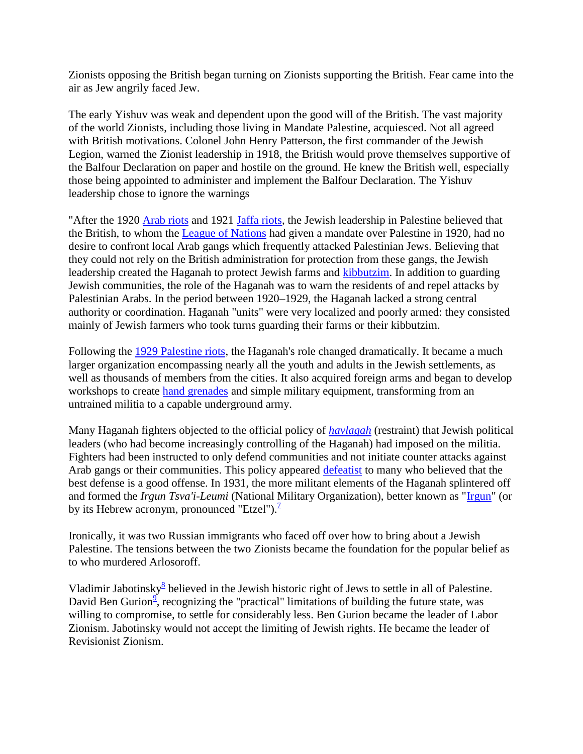Zionists opposing the British began turning on Zionists supporting the British. Fear came into the air as Jew angrily faced Jew.

The early Yishuv was weak and dependent upon the good will of the British. The vast majority of the world Zionists, including those living in Mandate Palestine, acquiesced. Not all agreed with British motivations. Colonel John Henry Patterson, the first commander of the Jewish Legion, warned the Zionist leadership in 1918, the British would prove themselves supportive of the Balfour Declaration on paper and hostile on the ground. He knew the British well, especially those being appointed to administer and implement the Balfour Declaration. The Yishuv leadership chose to ignore the warnings

"After the 1920 Arab riots and 1921 Jaffa riots, the Jewish leadership in Palestine believed that the British, to whom the League of Nations had given a mandate over Palestine in 1920, had no desire to confront local Arab gangs which frequently attacked Palestinian Jews. Believing that they could not rely on the British administration for protection from these gangs, the Jewish leadership created the Haganah to protect Jewish farms and kibbutzim. In addition to guarding Jewish communities, the role of the Haganah was to warn the residents of and repel attacks by Palestinian Arabs. In the period between 1920–1929, the Haganah lacked a strong central authority or coordination. Haganah "units" were very localized and poorly armed: they consisted mainly of Jewish farmers who took turns guarding their farms or their kibbutzim.

Following the 1929 Palestine riots, the Haganah's role changed dramatically. It became a much larger organization encompassing nearly all the youth and adults in the Jewish settlements, as well as thousands of members from the cities. It also acquired foreign arms and began to develop workshops to create hand grenades and simple military equipment, transforming from an untrained militia to a capable underground army.

Many Haganah fighters objected to the official policy of *havlagah* (restraint) that Jewish political leaders (who had become increasingly controlling of the Haganah) had imposed on the militia. Fighters had been instructed to only defend communities and not initiate counter attacks against Arab gangs or their communities. This policy appeared defeatist to many who believed that the best defense is a good offense. In 1931, the more militant elements of the Haganah splintered off and formed the *Irgun Tsva'i-Leumi* (National Military Organization), better known as "Irgun" (or by its Hebrew acronym, pronounced "Etzel").[7]

Ironically, it was two Russian immigrants who faced off over how to bring about a Jewish Palestine. The tensions between the two Zionists became the foundation for the popular belief as to who murdered Arlosoroff.

Vladimir Jabotinsky[8] believed in the Jewish historic right of Jews to settle in all of Palestine. David Ben Gurion[9], recognizing the "practical" limitations of building the future state, was willing to compromise, to settle for considerably less. Ben Gurion became the leader of Labor Zionism. Jabotinsky would not accept the limiting of Jewish rights. He became the leader of Revisionist Zionism.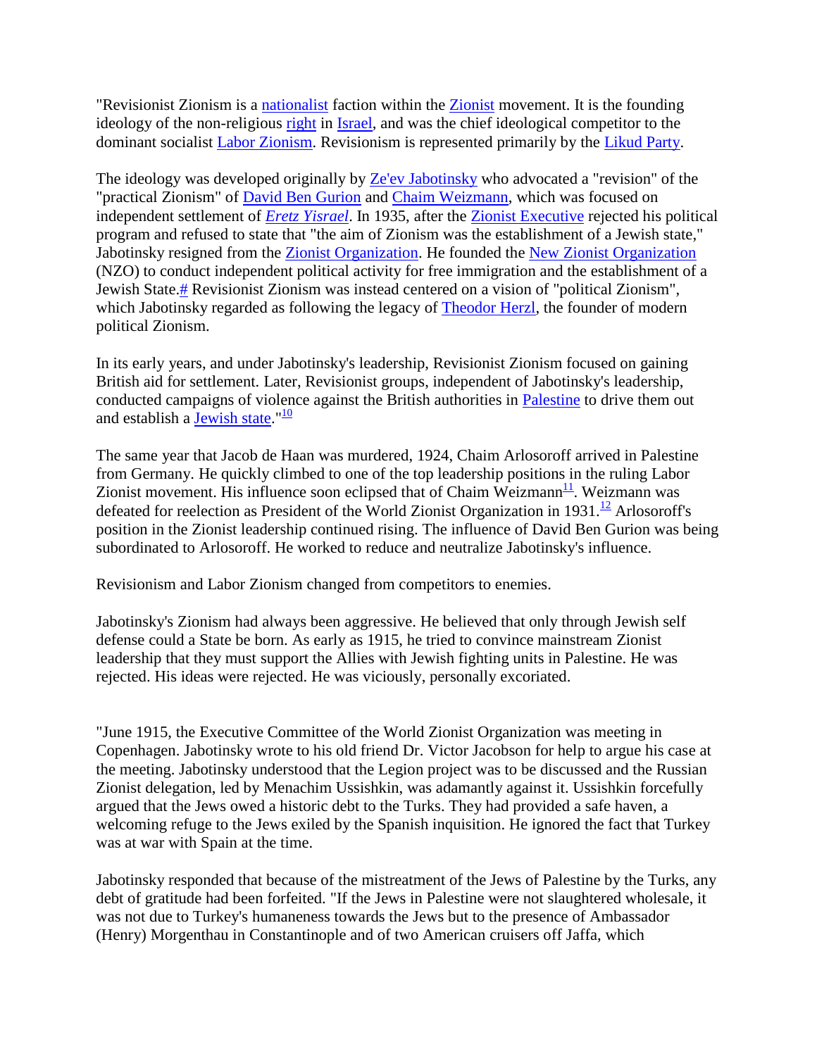"Revisionist Zionism is a nationalist faction within the Zionist movement. It is the founding ideology of the non-religious right in Israel, and was the chief ideological competitor to the dominant socialist Labor Zionism. Revisionism is represented primarily by the Likud Party.

The ideology was developed originally by Ze'ev Jabotinsky who advocated a "revision" of the "practical Zionism" of David Ben Gurion and Chaim Weizmann, which was focused on independent settlement of *Eretz Yisrael*. In 1935, after the Zionist Executive rejected his political program and refused to state that "the aim of Zionism was the establishment of a Jewish state," Jabotinsky resigned from the Zionist Organization. He founded the New Zionist Organization (NZO) to conduct independent political activity for free immigration and the establishment of a Jewish State.# Revisionist Zionism was instead centered on a vision of "political Zionism", which Jabotinsky regarded as following the legacy of Theodor Herzl, the founder of modern political Zionism.

In its early years, and under Jabotinsky's leadership, Revisionist Zionism focused on gaining British aid for settlement. Later, Revisionist groups, independent of Jabotinsky's leadership, conducted campaigns of violence against the British authorities in Palestine to drive them out and establish a Jewish state."[10]

The same year that Jacob de Haan was murdered, 1924, Chaim Arlosoroff arrived in Palestine from Germany. He quickly climbed to one of the top leadership positions in the ruling Labor Zionist movement. His influence soon eclipsed that of Chaim Weizmann[11]. Weizmann was defeated for reelection as President of the World Zionist Organization in 1931.[12] Arlosoroff's position in the Zionist leadership continued rising. The influence of David Ben Gurion was being subordinated to Arlosoroff. He worked to reduce and neutralize Jabotinsky's influence.

Revisionism and Labor Zionism changed from competitors to enemies.

Jabotinsky's Zionism had always been aggressive. He believed that only through Jewish self defense could a State be born. As early as 1915, he tried to convince mainstream Zionist leadership that they must support the Allies with Jewish fighting units in Palestine. He was rejected. His ideas were rejected. He was viciously, personally excoriated.

"June 1915, the Executive Committee of the World Zionist Organization was meeting in Copenhagen. Jabotinsky wrote to his old friend Dr. Victor Jacobson for help to argue his case at the meeting. Jabotinsky understood that the Legion project was to be discussed and the Russian Zionist delegation, led by Menachim Ussishkin, was adamantly against it. Ussishkin forcefully argued that the Jews owed a historic debt to the Turks. They had provided a safe haven, a welcoming refuge to the Jews exiled by the Spanish inquisition. He ignored the fact that Turkey was at war with Spain at the time.

Jabotinsky responded that because of the mistreatment of the Jews of Palestine by the Turks, any debt of gratitude had been forfeited. "If the Jews in Palestine were not slaughtered wholesale, it was not due to Turkey's humaneness towards the Jews but to the presence of Ambassador (Henry) Morgenthau in Constantinople and of two American cruisers off Jaffa, which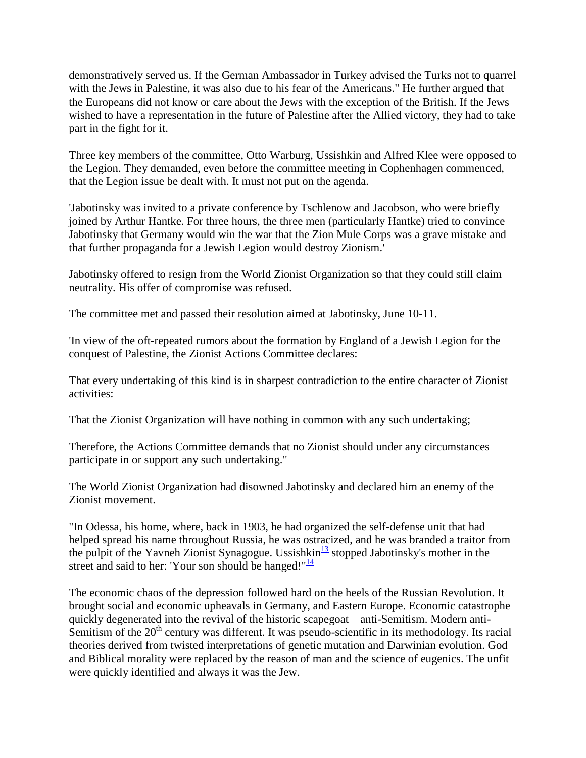demonstratively served us. If the German Ambassador in Turkey advised the Turks not to quarrel with the Jews in Palestine, it was also due to his fear of the Americans." He further argued that the Europeans did not know or care about the Jews with the exception of the British. If the Jews wished to have a representation in the future of Palestine after the Allied victory, they had to take part in the fight for it.

Three key members of the committee, Otto Warburg, Ussishkin and Alfred Klee were opposed to the Legion. They demanded, even before the committee meeting in Cophenhagen commenced, that the Legion issue be dealt with. It must not put on the agenda.

'Jabotinsky was invited to a private conference by Tschlenow and Jacobson, who were briefly joined by Arthur Hantke. For three hours, the three men (particularly Hantke) tried to convince Jabotinsky that Germany would win the war that the Zion Mule Corps was a grave mistake and that further propaganda for a Jewish Legion would destroy Zionism.'

Jabotinsky offered to resign from the World Zionist Organization so that they could still claim neutrality. His offer of compromise was refused.

The committee met and passed their resolution aimed at Jabotinsky, June 10-11.

'In view of the oft-repeated rumors about the formation by England of a Jewish Legion for the conquest of Palestine, the Zionist Actions Committee declares:

That every undertaking of this kind is in sharpest contradiction to the entire character of Zionist activities:

That the Zionist Organization will have nothing in common with any such undertaking;

Therefore, the Actions Committee demands that no Zionist should under any circumstances participate in or support any such undertaking."

The World Zionist Organization had disowned Jabotinsky and declared him an enemy of the Zionist movement.

"In Odessa, his home, where, back in 1903, he had organized the self-defense unit that had helped spread his name throughout Russia, he was ostracized, and he was branded a traitor from the pulpit of the Yavneh Zionist Synagogue. Ussishkin[13] stopped Jabotinsky's mother in the street and said to her: 'Your son should be hanged!'"[14]

The economic chaos of the depression followed hard on the heels of the Russian Revolution. It brought social and economic upheavals in Germany, and Eastern Europe. Economic catastrophe quickly degenerated into the revival of the historic scapegoat – anti-Semitism. Modern anti-Semitism of the 20th century was different. It was pseudo-scientific in its methodology. Its racial theories derived from twisted interpretations of genetic mutation and Darwinian evolution. God and Biblical morality were replaced by the reason of man and the science of eugenics. The unfit were quickly identified and always it was the Jew.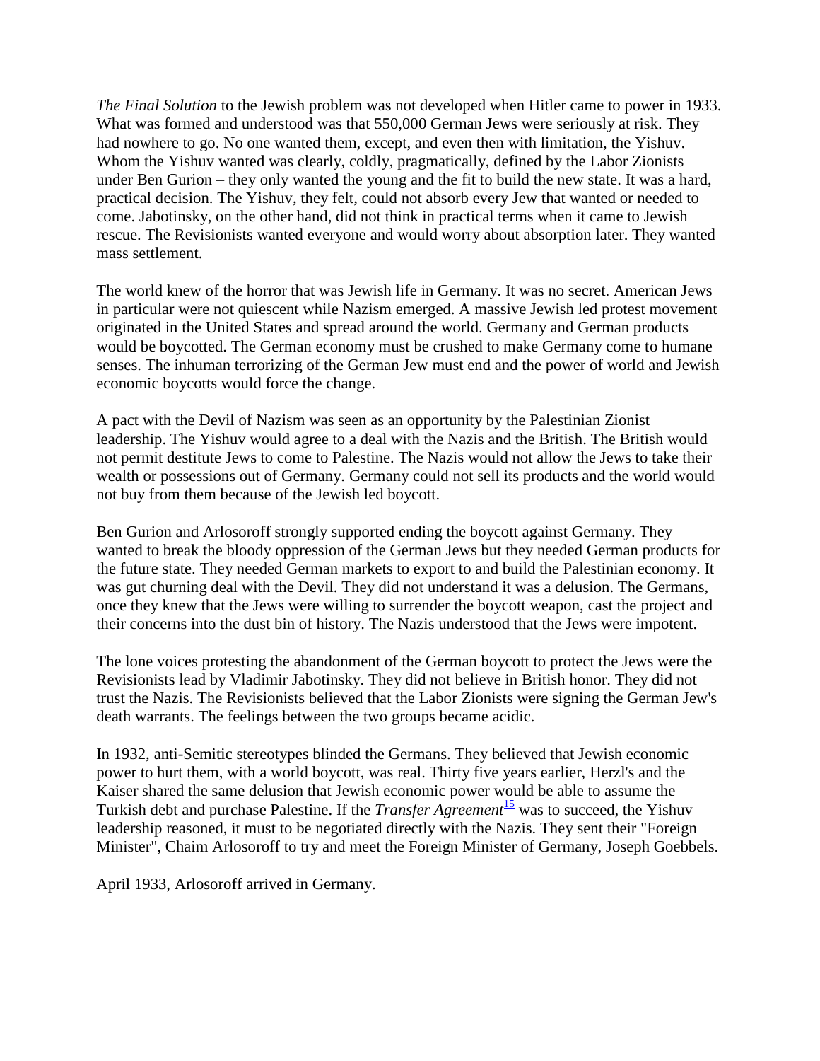*The Final Solution* to the Jewish problem was not developed when Hitler came to power in 1933. What was formed and understood was that 550,000 German Jews were seriously at risk. They had nowhere to go. No one wanted them, except, and even then with limitation, the Yishuv. Whom the Yishuv wanted was clearly, coldly, pragmatically, defined by the Labor Zionists under Ben Gurion – they only wanted the young and the fit to build the new state. It was a hard, practical decision. The Yishuv, they felt, could not absorb every Jew that wanted or needed to come. Jabotinsky, on the other hand, did not think in practical terms when it came to Jewish rescue. The Revisionists wanted everyone and would worry about absorption later. They wanted mass settlement.

The world knew of the horror that was Jewish life in Germany. It was no secret. American Jews in particular were not quiescent while Nazism emerged. A massive Jewish led protest movement originated in the United States and spread around the world. Germany and German products would be boycotted. The German economy must be crushed to make Germany come to humane senses. The inhuman terrorizing of the German Jew must end and the power of world and Jewish economic boycotts would force the change.

A pact with the Devil of Nazism was seen as an opportunity by the Palestinian Zionist leadership. The Yishuv would agree to a deal with the Nazis and the British. The British would not permit destitute Jews to come to Palestine. The Nazis would not allow the Jews to take their wealth or possessions out of Germany. Germany could not sell its products and the world would not buy from them because of the Jewish led boycott.

Ben Gurion and Arlosoroff strongly supported ending the boycott against Germany. They wanted to break the bloody oppression of the German Jews but they needed German products for the future state. They needed German markets to export to and build the Palestinian economy. It was gut churning deal with the Devil. They did not understand it was a delusion. The Germans, once they knew that the Jews were willing to surrender the boycott weapon, cast the project and their concerns into the dust bin of history. The Nazis understood that the Jews were impotent.

The lone voices protesting the abandonment of the German boycott to protect the Jews were the Revisionists lead by Vladimir Jabotinsky. They did not believe in British honor. They did not trust the Nazis. The Revisionists believed that the Labor Zionists were signing the German Jew's death warrants. The feelings between the two groups became acidic.

In 1932, anti-Semitic stereotypes blinded the Germans. They believed that Jewish economic power to hurt them, with a world boycott, was real. Thirty five years earlier, Herzl's and the Kaiser shared the same delusion that Jewish economic power would be able to assume the Turkish debt and purchase Palestine. If the *Transfer Agreement*[15] was to succeed, the Yishuv leadership reasoned, it must to be negotiated directly with the Nazis. They sent their "Foreign Minister", Chaim Arlosoroff to try and meet the Foreign Minister of Germany, Joseph Goebbels.

April 1933, Arlosoroff arrived in Germany.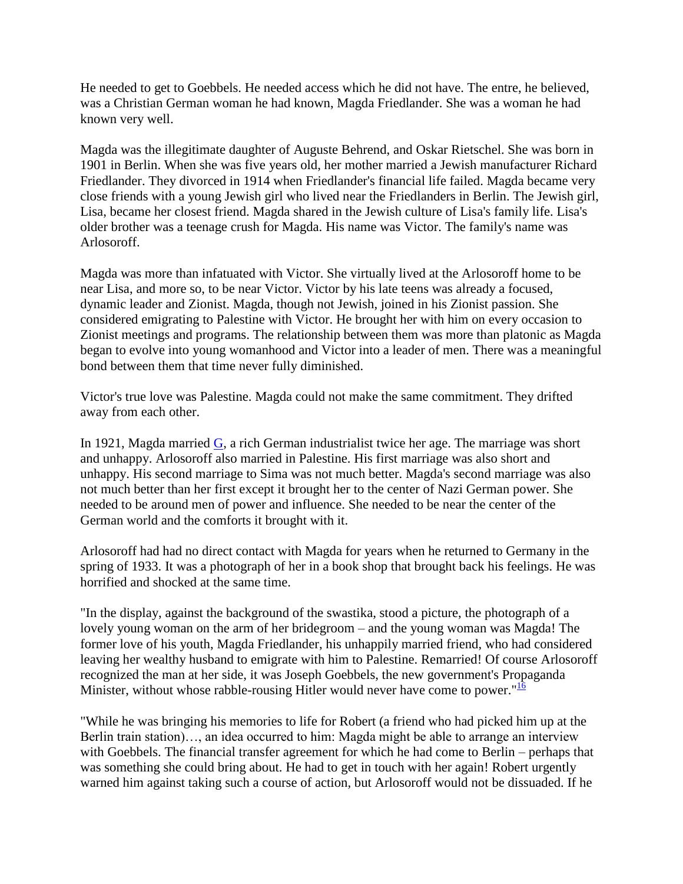He needed to get to Goebbels. He needed access which he did not have. The entre, he believed, was a Christian German woman he had known, Magda Friedlander. She was a woman he had known very well.

Magda was the illegitimate daughter of Auguste Behrend, and Oskar Rietschel. She was born in 1901 in Berlin. When she was five years old, her mother married a Jewish manufacturer Richard Friedlander. They divorced in 1914 when Friedlander's financial life failed. Magda became very close friends with a young Jewish girl who lived near the Friedlanders in Berlin. The Jewish girl, Lisa, became her closest friend. Magda shared in the Jewish culture of Lisa's family life. Lisa's older brother was a teenage crush for Magda. His name was Victor. The family's name was Arlosoroff.

Magda was more than infatuated with Victor. She virtually lived at the Arlosoroff home to be near Lisa, and more so, to be near Victor. Victor by his late teens was already a focused, dynamic leader and Zionist. Magda, though not Jewish, joined in his Zionist passion. She considered emigrating to Palestine with Victor. He brought her with him on every occasion to Zionist meetings and programs. The relationship between them was more than platonic as Magda began to evolve into young womanhood and Victor into a leader of men. There was a meaningful bond between them that time never fully diminished.

Victor's true love was Palestine. Magda could not make the same commitment. They drifted away from each other.

In 1921, Magda married G, a rich German industrialist twice her age. The marriage was short and unhappy. Arlosoroff also married in Palestine. His first marriage was also short and unhappy. His second marriage to Sima was not much better. Magda's second marriage was also not much better than her first except it brought her to the center of Nazi German power. She needed to be around men of power and influence. She needed to be near the center of the German world and the comforts it brought with it.

Arlosoroff had had no direct contact with Magda for years when he returned to Germany in the spring of 1933. It was a photograph of her in a book shop that brought back his feelings. He was horrified and shocked at the same time.

"In the display, against the background of the swastika, stood a picture, the photograph of a lovely young woman on the arm of her bridegroom – and the young woman was Magda! The former love of his youth, Magda Friedlander, his unhappily married friend, who had considered leaving her wealthy husband to emigrate with him to Palestine. Remarried! Of course Arlosoroff recognized the man at her side, it was Joseph Goebbels, the new government's Propaganda Minister, without whose rabble-rousing Hitler would never have come to power."[16]

"While he was bringing his memories to life for Robert (a friend who had picked him up at the Berlin train station)…, an idea occurred to him: Magda might be able to arrange an interview with Goebbels. The financial transfer agreement for which he had come to Berlin – perhaps that was something she could bring about. He had to get in touch with her again! Robert urgently warned him against taking such a course of action, but Arlosoroff would not be dissuaded. If he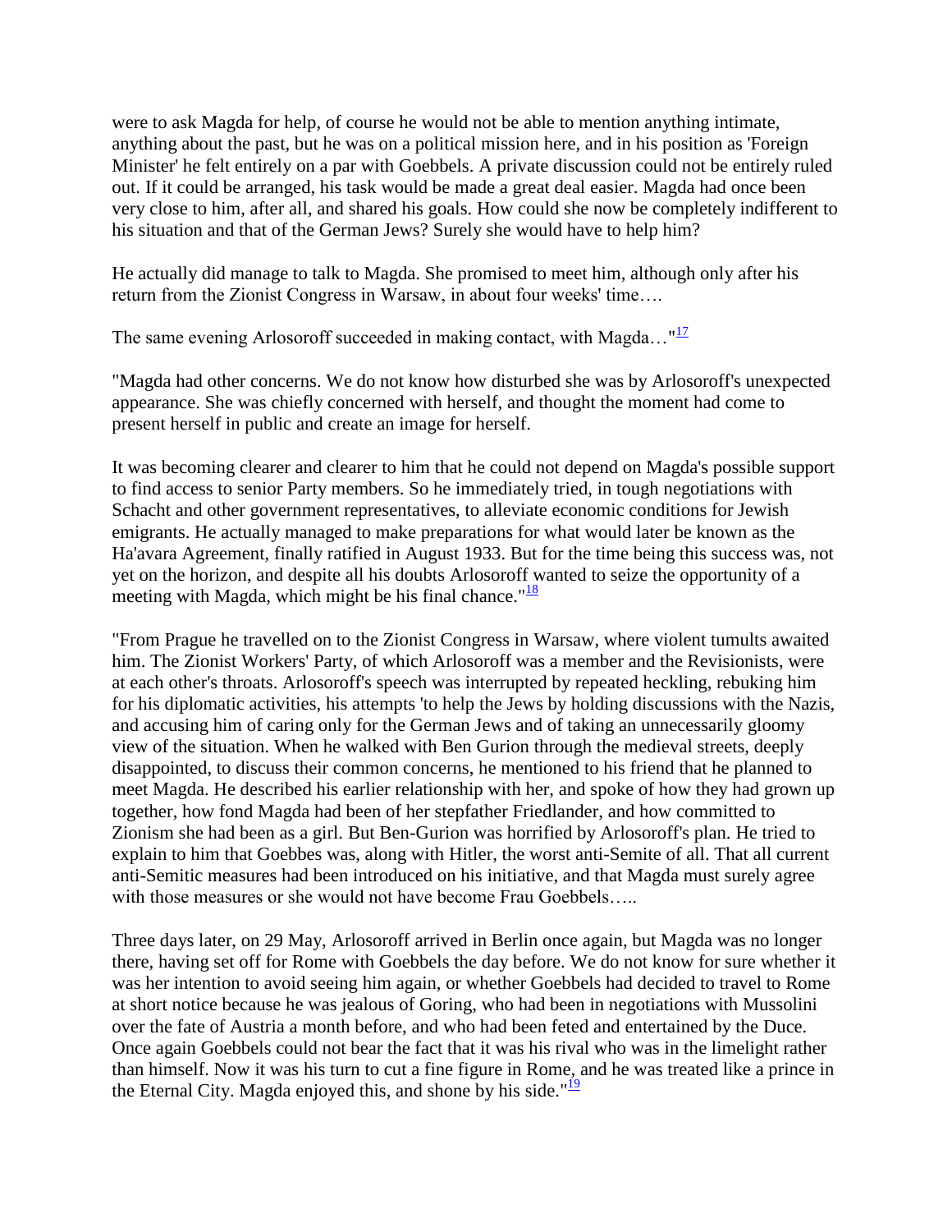were to ask Magda for help, of course he would not be able to mention anything intimate, anything about the past, but he was on a political mission here, and in his position as 'Foreign Minister' he felt entirely on a par with Goebbels. A private discussion could not be entirely ruled out. If it could be arranged, his task would be made a great deal easier. Magda had once been very close to him, after all, and shared his goals. How could she now be completely indifferent to his situation and that of the German Jews? Surely she would have to help him?

He actually did manage to talk to Magda. She promised to meet him, although only after his return from the Zionist Congress in Warsaw, in about four weeks' time….

The same evening Arlosoroff succeeded in making contact, with Magda…"[17]

"Magda had other concerns. We do not know how disturbed she was by Arlosoroff's unexpected appearance. She was chiefly concerned with herself, and thought the moment had come to present herself in public and create an image for herself.

It was becoming clearer and clearer to him that he could not depend on Magda's possible support to find access to senior Party members. So he immediately tried, in tough negotiations with Schacht and other government representatives, to alleviate economic conditions for Jewish emigrants. He actually managed to make preparations for what would later be known as the Ha'avara Agreement, finally ratified in August 1933. But for the time being this success was, not yet on the horizon, and despite all his doubts Arlosoroff wanted to seize the opportunity of a meeting with Magda, which might be his final chance."[18]

"From Prague he travelled on to the Zionist Congress in Warsaw, where violent tumults awaited him. The Zionist Workers' Party, of which Arlosoroff was a member and the Revisionists, were at each other's throats. Arlosoroff's speech was interrupted by repeated heckling, rebuking him for his diplomatic activities, his attempts 'to help the Jews by holding discussions with the Nazis, and accusing him of caring only for the German Jews and of taking an unnecessarily gloomy view of the situation. When he walked with Ben Gurion through the medieval streets, deeply disappointed, to discuss their common concerns, he mentioned to his friend that he planned to meet Magda. He described his earlier relationship with her, and spoke of how they had grown up together, how fond Magda had been of her stepfather Friedlander, and how committed to Zionism she had been as a girl. But Ben-Gurion was horrified by Arlosoroff's plan. He tried to explain to him that Goebbes was, along with Hitler, the worst anti-Semite of all. That all current anti-Semitic measures had been introduced on his initiative, and that Magda must surely agree with those measures or she would not have become Frau Goebbels…..

Three days later, on 29 May, Arlosoroff arrived in Berlin once again, but Magda was no longer there, having set off for Rome with Goebbels the day before. We do not know for sure whether it was her intention to avoid seeing him again, or whether Goebbels had decided to travel to Rome at short notice because he was jealous of Goring, who had been in negotiations with Mussolini over the fate of Austria a month before, and who had been feted and entertained by the Duce. Once again Goebbels could not bear the fact that it was his rival who was in the limelight rather than himself. Now it was his turn to cut a fine figure in Rome, and he was treated like a prince in the Eternal City. Magda enjoyed this, and shone by his side."[19]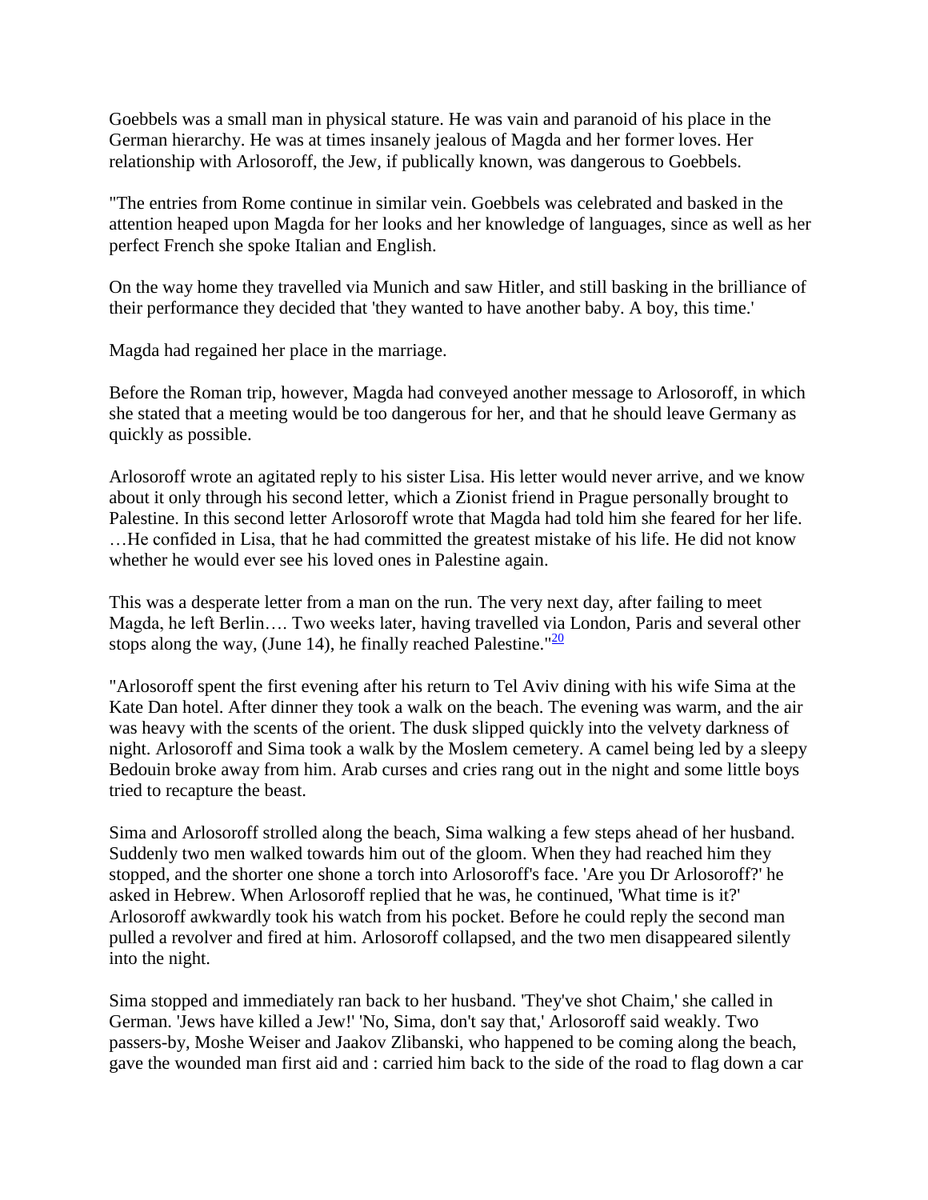Goebbels was a small man in physical stature. He was vain and paranoid of his place in the German hierarchy. He was at times insanely jealous of Magda and her former loves. Her relationship with Arlosoroff, the Jew, if publically known, was dangerous to Goebbels.

"The entries from Rome continue in similar vein. Goebbels was celebrated and basked in the attention heaped upon Magda for her looks and her knowledge of languages, since as well as her perfect French she spoke Italian and English.

On the way home they travelled via Munich and saw Hitler, and still basking in the brilliance of their performance they decided that 'they wanted to have another baby. A boy, this time.'

Magda had regained her place in the marriage.

Before the Roman trip, however, Magda had conveyed another message to Arlosoroff, in which she stated that a meeting would be too dangerous for her, and that he should leave Germany as quickly as possible.

Arlosoroff wrote an agitated reply to his sister Lisa. His letter would never arrive, and we know about it only through his second letter, which a Zionist friend in Prague personally brought to Palestine. In this second letter Arlosoroff wrote that Magda had told him she feared for her life. …He confided in Lisa, that he had committed the greatest mistake of his life. He did not know whether he would ever see his loved ones in Palestine again.

This was a desperate letter from a man on the run. The very next day, after failing to meet Magda, he left Berlin…. Two weeks later, having travelled via London, Paris and several other stops along the way, (June 14), he finally reached Palestine."[20]

"Arlosoroff spent the first evening after his return to Tel Aviv dining with his wife Sima at the Kate Dan hotel. After dinner they took a walk on the beach. The evening was warm, and the air was heavy with the scents of the orient. The dusk slipped quickly into the velvety darkness of night. Arlosoroff and Sima took a walk by the Moslem cemetery. A camel being led by a sleepy Bedouin broke away from him. Arab curses and cries rang out in the night and some little boys tried to recapture the beast.

Sima and Arlosoroff strolled along the beach, Sima walking a few steps ahead of her husband. Suddenly two men walked towards him out of the gloom. When they had reached him they stopped, and the shorter one shone a torch into Arlosoroff's face. 'Are you Dr Arlosoroff?' he asked in Hebrew. When Arlosoroff replied that he was, he continued, 'What time is it?' Arlosoroff awkwardly took his watch from his pocket. Before he could reply the second man pulled a revolver and fired at him. Arlosoroff collapsed, and the two men disappeared silently into the night.

Sima stopped and immediately ran back to her husband. 'They've shot Chaim,' she called in German. 'Jews have killed a Jew!' 'No, Sima, don't say that,' Arlosoroff said weakly. Two passers-by, Moshe Weiser and Jaakov Zlibanski, who happened to be coming along the beach, gave the wounded man first aid and : carried him back to the side of the road to flag down a car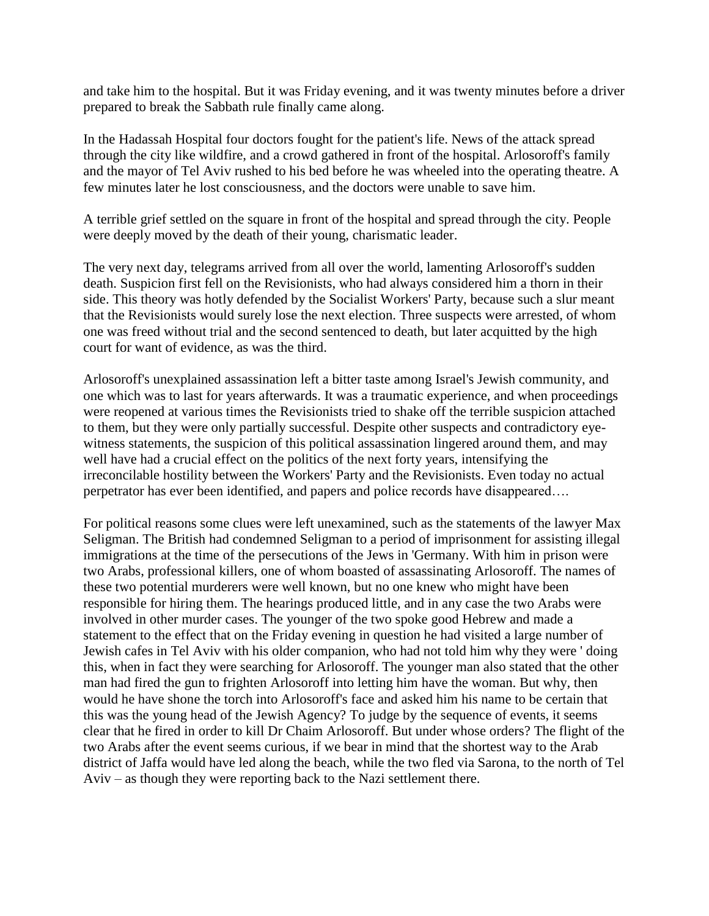and take him to the hospital. But it was Friday evening, and it was twenty minutes before a driver prepared to break the Sabbath rule finally came along.

In the Hadassah Hospital four doctors fought for the patient's life. News of the attack spread through the city like wildfire, and a crowd gathered in front of the hospital. Arlosoroff's family and the mayor of Tel Aviv rushed to his bed before he was wheeled into the operating theatre. A few minutes later he lost consciousness, and the doctors were unable to save him.

A terrible grief settled on the square in front of the hospital and spread through the city. People were deeply moved by the death of their young, charismatic leader.

The very next day, telegrams arrived from all over the world, lamenting Arlosoroff's sudden death. Suspicion first fell on the Revisionists, who had always considered him a thorn in their side. This theory was hotly defended by the Socialist Workers' Party, because such a slur meant that the Revisionists would surely lose the next election. Three suspects were arrested, of whom one was freed without trial and the second sentenced to death, but later acquitted by the high court for want of evidence, as was the third.

Arlosoroff's unexplained assassination left a bitter taste among Israel's Jewish community, and one which was to last for years afterwards. It was a traumatic experience, and when proceedings were reopened at various times the Revisionists tried to shake off the terrible suspicion attached to them, but they were only partially successful. Despite other suspects and contradictory eye-witness statements, the suspicion of this political assassination lingered around them, and may well have had a crucial effect on the politics of the next forty years, intensifying the irreconcilable hostility between the Workers' Party and the Revisionists. Even today no actual perpetrator has ever been identified, and papers and police records have disappeared….

For political reasons some clues were left unexamined, such as the statements of the lawyer Max Seligman. The British had condemned Seligman to a period of imprisonment for assisting illegal immigrations at the time of the persecutions of the Jews in 'Germany. With him in prison were two Arabs, professional killers, one of whom boasted of assassinating Arlosoroff. The names of these two potential murderers were well known, but no one knew who might have been responsible for hiring them. The hearings produced little, and in any case the two Arabs were involved in other murder cases. The younger of the two spoke good Hebrew and made a statement to the effect that on the Friday evening in question he had visited a large number of Jewish cafes in Tel Aviv with his older companion, who had not told him why they were ' doing this, when in fact they were searching for Arlosoroff. The younger man also stated that the other man had fired the gun to frighten Arlosoroff into letting him have the woman. But why, then would he have shone the torch into Arlosoroff's face and asked him his name to be certain that this was the young head of the Jewish Agency? To judge by the sequence of events, it seems clear that he fired in order to kill Dr Chaim Arlosoroff. But under whose orders? The flight of the two Arabs after the event seems curious, if we bear in mind that the shortest way to the Arab district of Jaffa would have led along the beach, while the two fled via Sarona, to the north of Tel Aviv – as though they were reporting back to the Nazi settlement there.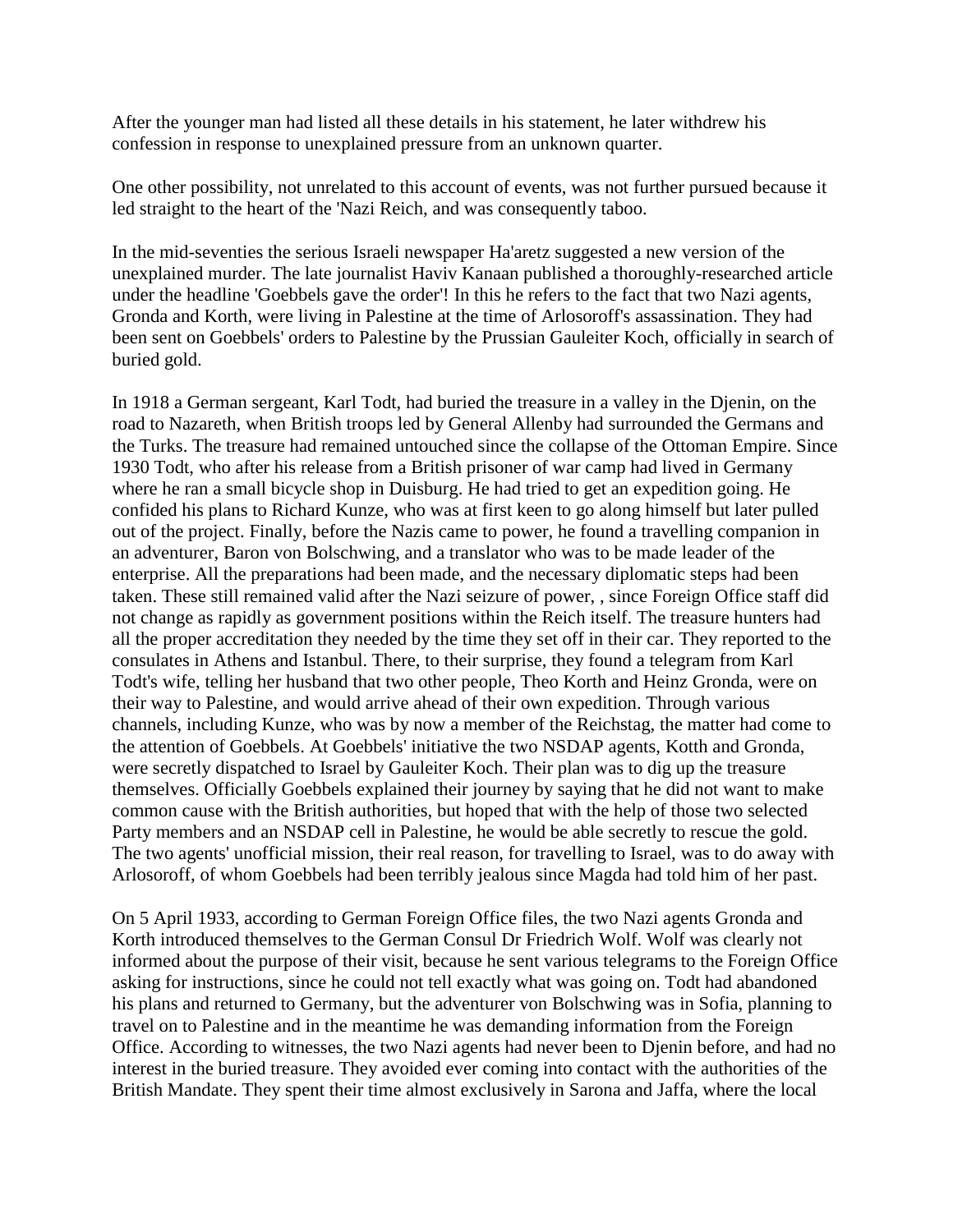After the younger man had listed all these details in his statement, he later withdrew his confession in response to unexplained pressure from an unknown quarter.

One other possibility, not unrelated to this account of events, was not further pursued because it led straight to the heart of the 'Nazi Reich, and was consequently taboo.

In the mid-seventies the serious Israeli newspaper Ha'aretz suggested a new version of the unexplained murder. The late journalist Haviv Kanaan published a thoroughly-researched article under the headline 'Goebbels gave the order'! In this he refers to the fact that two Nazi agents, Gronda and Korth, were living in Palestine at the time of Arlosoroff's assassination. They had been sent on Goebbels' orders to Palestine by the Prussian Gauleiter Koch, officially in search of buried gold.

In 1918 a German sergeant, Karl Todt, had buried the treasure in a valley in the Djenin, on the road to Nazareth, when British troops led by General Allenby had surrounded the Germans and the Turks. The treasure had remained untouched since the collapse of the Ottoman Empire. Since 1930 Todt, who after his release from a British prisoner of war camp had lived in Germany where he ran a small bicycle shop in Duisburg. He had tried to get an expedition going. He confided his plans to Richard Kunze, who was at first keen to go along himself but later pulled out of the project. Finally, before the Nazis came to power, he found a travelling companion in an adventurer, Baron von Bolschwing, and a translator who was to be made leader of the enterprise. All the preparations had been made, and the necessary diplomatic steps had been taken. These still remained valid after the Nazi seizure of power, , since Foreign Office staff did not change as rapidly as government positions within the Reich itself. The treasure hunters had all the proper accreditation they needed by the time they set off in their car. They reported to the consulates in Athens and Istanbul. There, to their surprise, they found a telegram from Karl Todt's wife, telling her husband that two other people, Theo Korth and Heinz Gronda, were on their way to Palestine, and would arrive ahead of their own expedition. Through various channels, including Kunze, who was by now a member of the Reichstag, the matter had come to the attention of Goebbels. At Goebbels' initiative the two NSDAP agents, Kotth and Gronda, were secretly dispatched to Israel by Gauleiter Koch. Their plan was to dig up the treasure themselves. Officially Goebbels explained their journey by saying that he did not want to make common cause with the British authorities, but hoped that with the help of those two selected Party members and an NSDAP cell in Palestine, he would be able secretly to rescue the gold. The two agents' unofficial mission, their real reason, for travelling to Israel, was to do away with Arlosoroff, of whom Goebbels had been terribly jealous since Magda had told him of her past.

On 5 April 1933, according to German Foreign Office files, the two Nazi agents Gronda and Korth introduced themselves to the German Consul Dr Friedrich Wolf. Wolf was clearly not informed about the purpose of their visit, because he sent various telegrams to the Foreign Office asking for instructions, since he could not tell exactly what was going on. Todt had abandoned his plans and returned to Germany, but the adventurer von Bolschwing was in Sofia, planning to travel on to Palestine and in the meantime he was demanding information from the Foreign Office. According to witnesses, the two Nazi agents had never been to Djenin before, and had no interest in the buried treasure. They avoided ever coming into contact with the authorities of the British Mandate. They spent their time almost exclusively in Sarona and Jaffa, where the local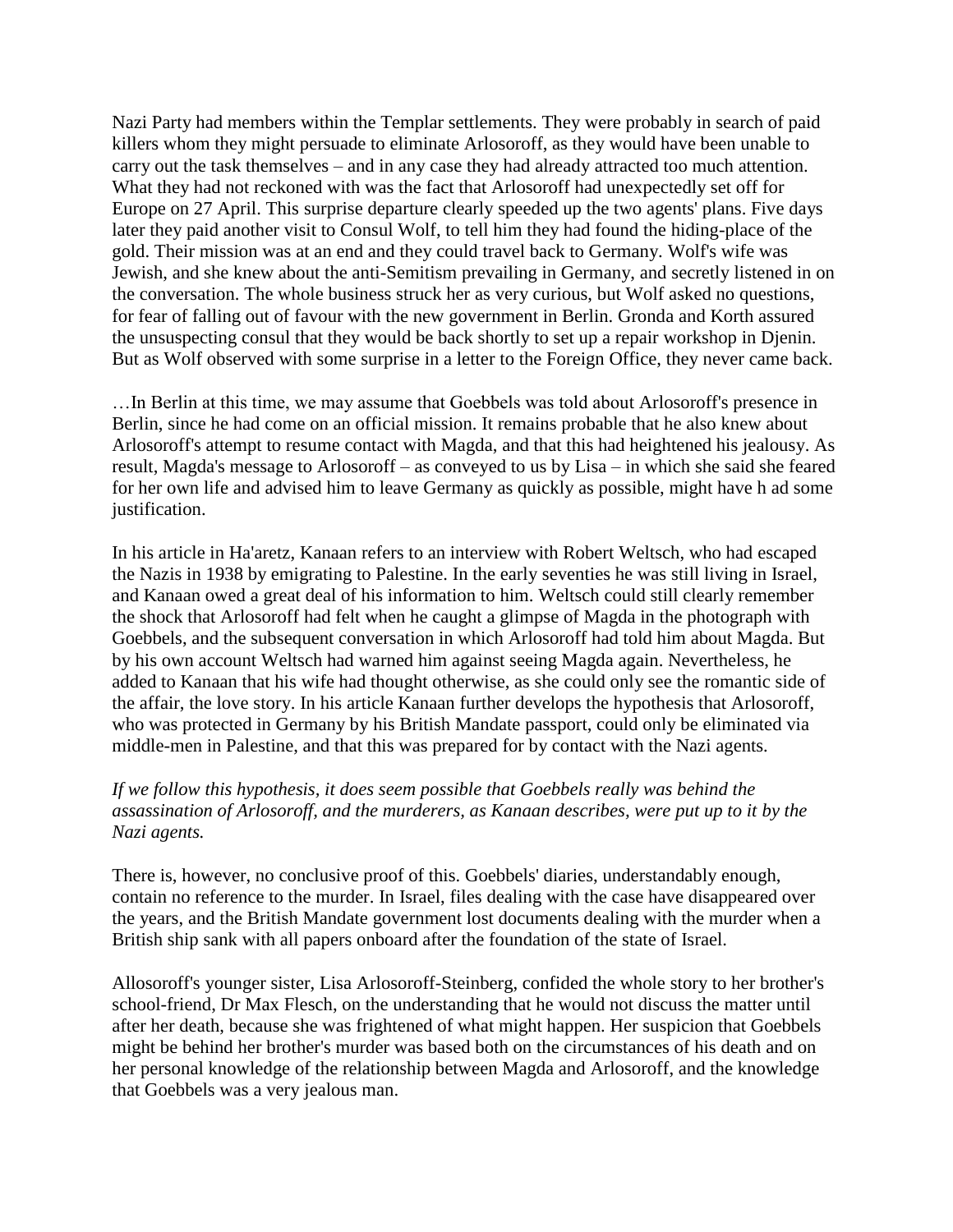Nazi Party had members within the Templar settlements. They were probably in search of paid killers whom they might persuade to eliminate Arlosoroff, as they would have been unable to carry out the task themselves – and in any case they had already attracted too much attention. What they had not reckoned with was the fact that Arlosoroff had unexpectedly set off for Europe on 27 April. This surprise departure clearly speeded up the two agents' plans. Five days later they paid another visit to Consul Wolf, to tell him they had found the hiding-place of the gold. Their mission was at an end and they could travel back to Germany. Wolf's wife was Jewish, and she knew about the anti-Semitism prevailing in Germany, and secretly listened in on the conversation. The whole business struck her as very curious, but Wolf asked no questions, for fear of falling out of favour with the new government in Berlin. Gronda and Korth assured the unsuspecting consul that they would be back shortly to set up a repair workshop in Djenin. But as Wolf observed with some surprise in a letter to the Foreign Office, they never came back.

…In Berlin at this time, we may assume that Goebbels was told about Arlosoroff's presence in Berlin, since he had come on an official mission. It remains probable that he also knew about Arlosoroff's attempt to resume contact with Magda, and that this had heightened his jealousy. As result, Magda's message to Arlosoroff – as conveyed to us by Lisa – in which she said she feared for her own life and advised him to leave Germany as quickly as possible, might have h ad some justification.

In his article in Ha'aretz, Kanaan refers to an interview with Robert Weltsch, who had escaped the Nazis in 1938 by emigrating to Palestine. In the early seventies he was still living in Israel, and Kanaan owed a great deal of his information to him. Weltsch could still clearly remember the shock that Arlosoroff had felt when he caught a glimpse of Magda in the photograph with Goebbels, and the subsequent conversation in which Arlosoroff had told him about Magda. But by his own account Weltsch had warned him against seeing Magda again. Nevertheless, he added to Kanaan that his wife had thought otherwise, as she could only see the romantic side of the affair, the love story. In his article Kanaan further develops the hypothesis that Arlosoroff, who was protected in Germany by his British Mandate passport, could only be eliminated via middle-men in Palestine, and that this was prepared for by contact with the Nazi agents.

*If we follow this hypothesis, it does seem possible that Goebbels really was behind the assassination of Arlosoroff, and the murderers, as Kanaan describes, were put up to it by the Nazi agents.*

There is, however, no conclusive proof of this. Goebbels' diaries, understandably enough, contain no reference to the murder. In Israel, files dealing with the case have disappeared over the years, and the British Mandate government lost documents dealing with the murder when a British ship sank with all papers onboard after the foundation of the state of Israel.

Allosoroff's younger sister, Lisa Arlosoroff-Steinberg, confided the whole story to her brother's school-friend, Dr Max Flesch, on the understanding that he would not discuss the matter until after her death, because she was frightened of what might happen. Her suspicion that Goebbels might be behind her brother's murder was based both on the circumstances of his death and on her personal knowledge of the relationship between Magda and Arlosoroff, and the knowledge that Goebbels was a very jealous man.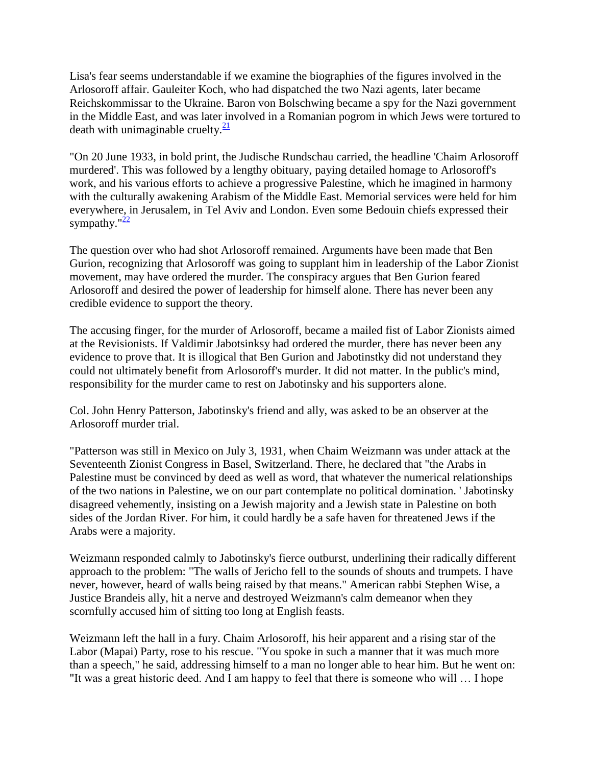Lisa's fear seems understandable if we examine the biographies of the figures involved in the Arlosoroff affair. Gauleiter Koch, who had dispatched the two Nazi agents, later became Reichskommissar to the Ukraine. Baron von Bolschwing became a spy for the Nazi government in the Middle East, and was later involved in a Romanian pogrom in which Jews were tortured to death with unimaginable cruelty.[21]

"On 20 June 1933, in bold print, the Judische Rundschau carried, the headline 'Chaim Arlosoroff murdered'. This was followed by a lengthy obituary, paying detailed homage to Arlosoroff's work, and his various efforts to achieve a progressive Palestine, which he imagined in harmony with the culturally awakening Arabism of the Middle East. Memorial services were held for him everywhere, in Jerusalem, in Tel Aviv and London. Even some Bedouin chiefs expressed their sympathy."[22]

The question over who had shot Arlosoroff remained. Arguments have been made that Ben Gurion, recognizing that Arlosoroff was going to supplant him in leadership of the Labor Zionist movement, may have ordered the murder. The conspiracy argues that Ben Gurion feared Arlosoroff and desired the power of leadership for himself alone. There has never been any credible evidence to support the theory.

The accusing finger, for the murder of Arlosoroff, became a mailed fist of Labor Zionists aimed at the Revisionists. If Valdimir Jabotsinksy had ordered the murder, there has never been any evidence to prove that. It is illogical that Ben Gurion and Jabotinstky did not understand they could not ultimately benefit from Arlosoroff's murder. It did not matter. In the public's mind, responsibility for the murder came to rest on Jabotinsky and his supporters alone.

Col. John Henry Patterson, Jabotinsky's friend and ally, was asked to be an observer at the Arlosoroff murder trial.

"Patterson was still in Mexico on July 3, 1931, when Chaim Weizmann was under attack at the Seventeenth Zionist Congress in Basel, Switzerland. There, he declared that "the Arabs in Palestine must be convinced by deed as well as word, that whatever the numerical relationships of the two nations in Palestine, we on our part contemplate no political domination. ' Jabotinsky disagreed vehemently, insisting on a Jewish majority and a Jewish state in Palestine on both sides of the Jordan River. For him, it could hardly be a safe haven for threatened Jews if the Arabs were a majority.

Weizmann responded calmly to Jabotinsky's fierce outburst, underlining their radically different approach to the problem: "The walls of Jericho fell to the sounds of shouts and trumpets. I have never, however, heard of walls being raised by that means." American rabbi Stephen Wise, a Justice Brandeis ally, hit a nerve and destroyed Weizmann's calm demeanor when they scornfully accused him of sitting too long at English feasts.

Weizmann left the hall in a fury. Chaim Arlosoroff, his heir apparent and a rising star of the Labor (Mapai) Party, rose to his rescue. "You spoke in such a manner that it was much more than a speech," he said, addressing himself to a man no longer able to hear him. But he went on: "It was a great historic deed. And I am happy to feel that there is someone who will … I hope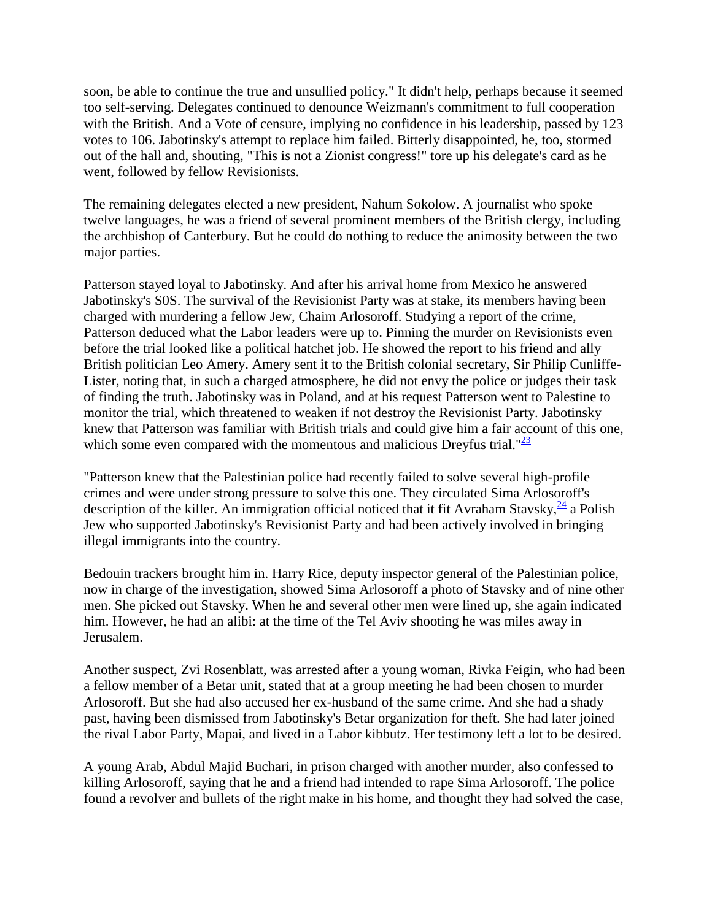soon, be able to continue the true and unsullied policy." It didn't help, perhaps because it seemed too self-serving. Delegates continued to denounce Weizmann's commitment to full cooperation with the British. And a Vote of censure, implying no confidence in his leadership, passed by 123 votes to 106. Jabotinsky's attempt to replace him failed. Bitterly disappointed, he, too, stormed out of the hall and, shouting, "This is not a Zionist congress!" tore up his delegate's card as he went, followed by fellow Revisionists.

The remaining delegates elected a new president, Nahum Sokolow. A journalist who spoke twelve languages, he was a friend of several prominent members of the British clergy, including the archbishop of Canterbury. But he could do nothing to reduce the animosity between the two major parties.

Patterson stayed loyal to Jabotinsky. And after his arrival home from Mexico he answered Jabotinsky's S0S. The survival of the Revisionist Party was at stake, its members having been charged with murdering a fellow Jew, Chaim Arlosoroff. Studying a report of the crime, Patterson deduced what the Labor leaders were up to. Pinning the murder on Revisionists even before the trial looked like a political hatchet job. He showed the report to his friend and ally British politician Leo Amery. Amery sent it to the British colonial secretary, Sir Philip Cunliffe-Lister, noting that, in such a charged atmosphere, he did not envy the police or judges their task of finding the truth. Jabotinsky was in Poland, and at his request Patterson went to Palestine to monitor the trial, which threatened to weaken if not destroy the Revisionist Party. Jabotinsky knew that Patterson was familiar with British trials and could give him a fair account of this one, which some even compared with the momentous and malicious Dreyfus trial."[23]

"Patterson knew that the Palestinian police had recently failed to solve several high-profile crimes and were under strong pressure to solve this one. They circulated Sima Arlosoroff's description of the killer. An immigration official noticed that it fit Avraham Stavsky,[24] a Polish Jew who supported Jabotinsky's Revisionist Party and had been actively involved in bringing illegal immigrants into the country.

Bedouin trackers brought him in. Harry Rice, deputy inspector general of the Palestinian police, now in charge of the investigation, showed Sima Arlosoroff a photo of Stavsky and of nine other men. She picked out Stavsky. When he and several other men were lined up, she again indicated him. However, he had an alibi: at the time of the Tel Aviv shooting he was miles away in Jerusalem.

Another suspect, Zvi Rosenblatt, was arrested after a young woman, Rivka Feigin, who had been a fellow member of a Betar unit, stated that at a group meeting he had been chosen to murder Arlosoroff. But she had also accused her ex-husband of the same crime. And she had a shady past, having been dismissed from Jabotinsky's Betar organization for theft. She had later joined the rival Labor Party, Mapai, and lived in a Labor kibbutz. Her testimony left a lot to be desired.

A young Arab, Abdul Majid Buchari, in prison charged with another murder, also confessed to killing Arlosoroff, saying that he and a friend had intended to rape Sima Arlosoroff. The police found a revolver and bullets of the right make in his home, and thought they had solved the case,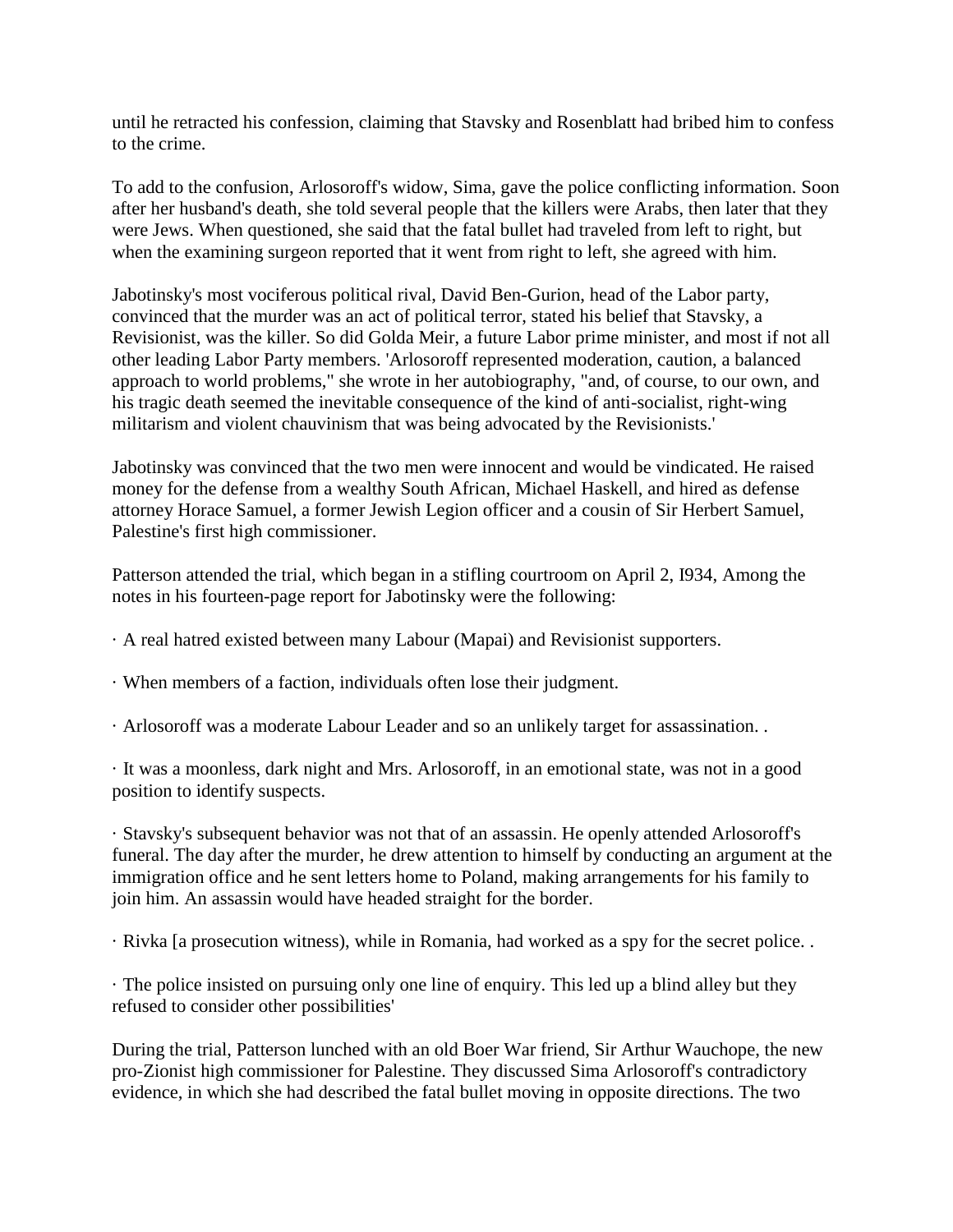until he retracted his confession, claiming that Stavsky and Rosenblatt had bribed him to confess to the crime.

To add to the confusion, Arlosoroff's widow, Sima, gave the police conflicting information. Soon after her husband's death, she told several people that the killers were Arabs, then later that they were Jews. When questioned, she said that the fatal bullet had traveled from left to right, but when the examining surgeon reported that it went from right to left, she agreed with him.

Jabotinsky's most vociferous political rival, David Ben-Gurion, head of the Labor party, convinced that the murder was an act of political terror, stated his belief that Stavsky, a Revisionist, was the killer. So did Golda Meir, a future Labor prime minister, and most if not all other leading Labor Party members. 'Arlosoroff represented moderation, caution, a balanced approach to world problems," she wrote in her autobiography, "and, of course, to our own, and his tragic death seemed the inevitable consequence of the kind of anti-socialist, right-wing militarism and violent chauvinism that was being advocated by the Revisionists.'

Jabotinsky was convinced that the two men were innocent and would be vindicated. He raised money for the defense from a wealthy South African, Michael Haskell, and hired as defense attorney Horace Samuel, a former Jewish Legion officer and a cousin of Sir Herbert Samuel, Palestine's first high commissioner.

Patterson attended the trial, which began in a stifling courtroom on April 2, I934, Among the notes in his fourteen-page report for Jabotinsky were the following:

· A real hatred existed between many Labour (Mapai) and Revisionist supporters.

· When members of a faction, individuals often lose their judgment.

· Arlosoroff was a moderate Labour Leader and so an unlikely target for assassination. .

· It was a moonless, dark night and Mrs. Arlosoroff, in an emotional state, was not in a good position to identify suspects.

· Stavsky's subsequent behavior was not that of an assassin. He openly attended Arlosoroff's funeral. The day after the murder, he drew attention to himself by conducting an argument at the immigration office and he sent letters home to Poland, making arrangements for his family to join him. An assassin would have headed straight for the border.

· Rivka [a prosecution witness), while in Romania, had worked as a spy for the secret police. .

· The police insisted on pursuing only one line of enquiry. This led up a blind alley but they refused to consider other possibilities'

During the trial, Patterson lunched with an old Boer War friend, Sir Arthur Wauchope, the new pro-Zionist high commissioner for Palestine. They discussed Sima Arlosoroff's contradictory evidence, in which she had described the fatal bullet moving in opposite directions. The two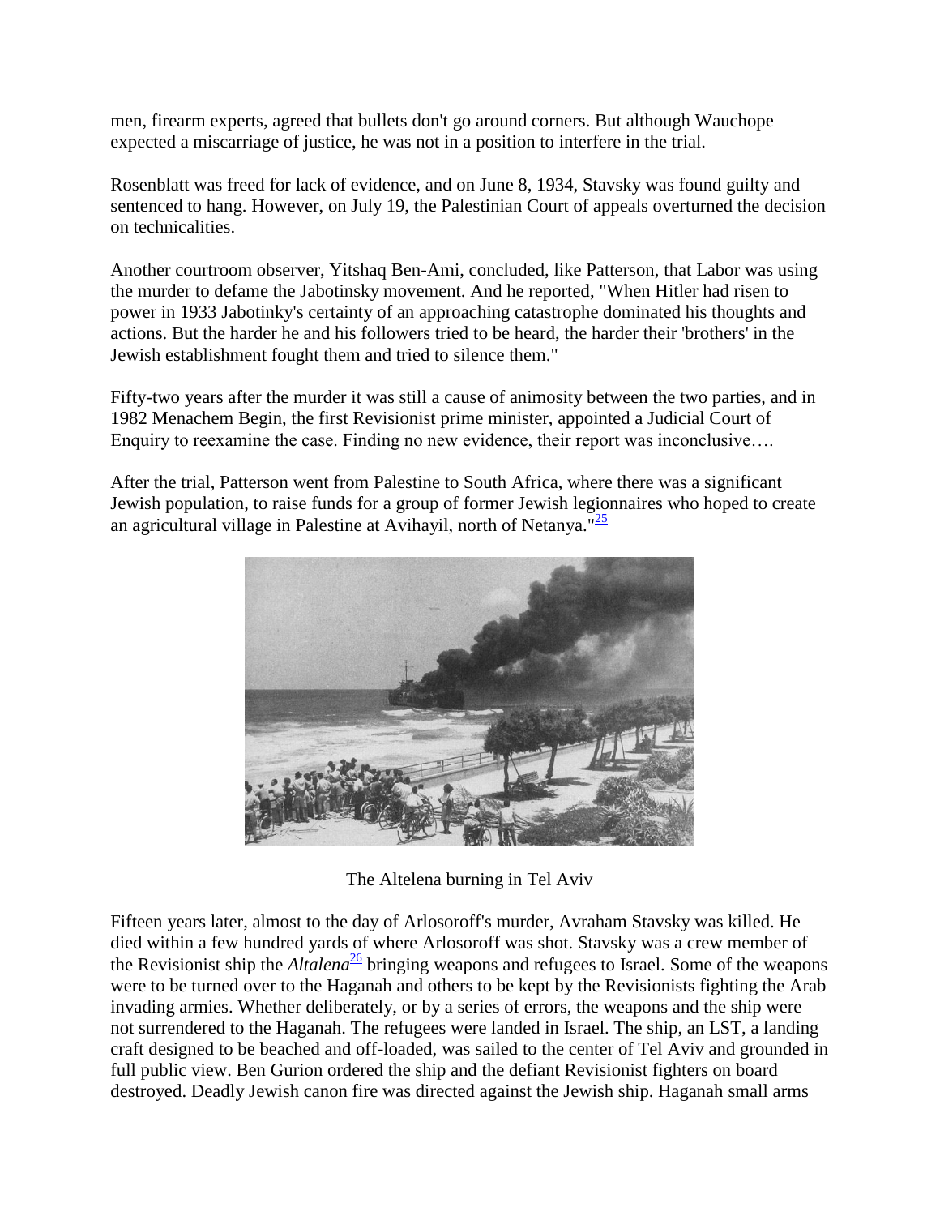men, firearm experts, agreed that bullets don't go around corners. But although Wauchope expected a miscarriage of justice, he was not in a position to interfere in the trial.

Rosenblatt was freed for lack of evidence, and on June 8, 1934, Stavsky was found guilty and sentenced to hang. However, on July 19, the Palestinian Court of appeals overturned the decision on technicalities.

Another courtroom observer, Yitshaq Ben-Ami, concluded, like Patterson, that Labor was using the murder to defame the Jabotinsky movement. And he reported, "When Hitler had risen to power in 1933 Jabotinky's certainty of an approaching catastrophe dominated his thoughts and actions. But the harder he and his followers tried to be heard, the harder their 'brothers' in the Jewish establishment fought them and tried to silence them."

Fifty-two years after the murder it was still a cause of animosity between the two parties, and in 1982 Menachem Begin, the first Revisionist prime minister, appointed a Judicial Court of Enquiry to reexamine the case. Finding no new evidence, their report was inconclusive….

After the trial, Patterson went from Palestine to South Africa, where there was a significant Jewish population, to raise funds for a group of former Jewish legionnaires who hoped to create an agricultural village in Palestine at Avihayil, north of Netanya."[25]

The Altelena burning in Tel Aviv

Fifteen years later, almost to the day of Arlosoroff's murder, Avraham Stavsky was killed. He died within a few hundred yards of where Arlosoroff was shot. Stavsky was a crew member of the Revisionist ship the *Altalena*[26] bringing weapons and refugees to Israel. Some of the weapons were to be turned over to the Haganah and others to be kept by the Revisionists fighting the Arab invading armies. Whether deliberately, or by a series of errors, the weapons and the ship were not surrendered to the Haganah. The refugees were landed in Israel. The ship, an LST, a landing craft designed to be beached and off-loaded, was sailed to the center of Tel Aviv and grounded in full public view. Ben Gurion ordered the ship and the defiant Revisionist fighters on board destroyed. Deadly Jewish canon fire was directed against the Jewish ship. Haganah small arms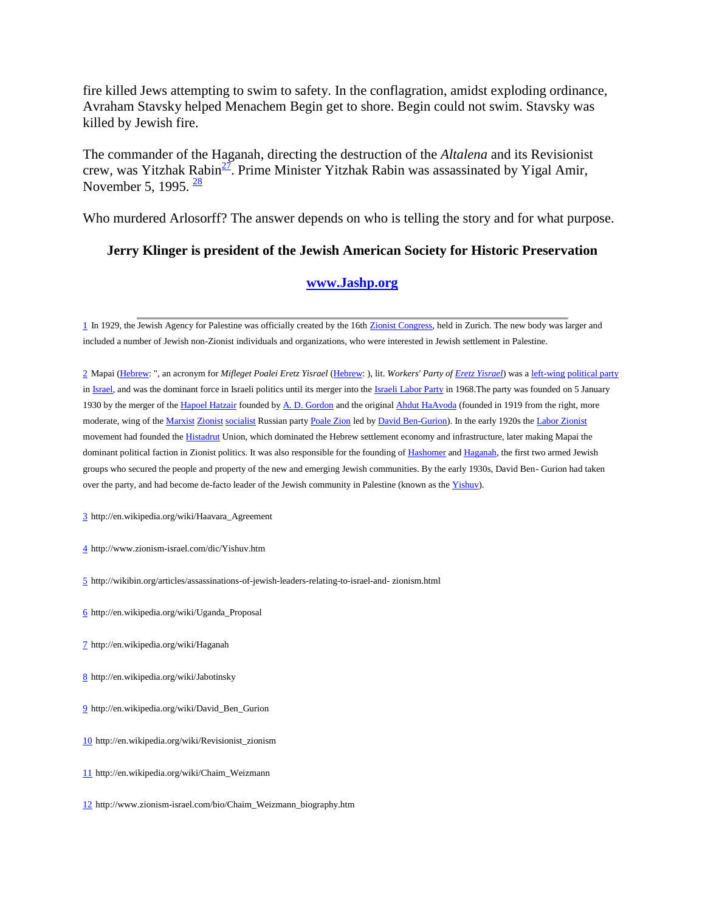fire killed Jews attempting to swim to safety. In the conflagration, amidst exploding ordinance, Avraham Stavsky helped Menachem Begin get to shore. Begin could not swim. Stavsky was killed by Jewish fire.

The commander of the Haganah, directing the destruction of the *Altalena* and its Revisionist crew, was Yitzhak Rabin[27]. Prime Minister Yitzhak Rabin was assassinated by Yigal Amir, November 5, 1995. [28]

Who murdered Arlosorff? The answer depends on who is telling the story and for what purpose.

**Jerry Klinger is president of the Jewish American Society for Historic Preservation**

**www.Jashp.org**

---

1 In 1929, the Jewish Agency for Palestine was officially created by the 16th Zionist Congress, held in Zurich. The new body was larger and included a number of Jewish non-Zionist individuals and organizations, who were interested in Jewish settlement in Palestine.

2 Mapai (Hebrew: ", an acronym for *Mifleget Poalei Eretz Yisrael* (Hebrew: ), lit. *Workers' Party of Eretz Yisrael*) was a left-wing political party in Israel, and was the dominant force in Israeli politics until its merger into the Israeli Labor Party in 1968.The party was founded on 5 January 1930 by the merger of the Hapoel Hatzair founded by A. D. Gordon and the original Ahdut HaAvoda (founded in 1919 from the right, more moderate, wing of the Marxist Zionist socialist Russian party Poale Zion led by David Ben-Gurion). In the early 1920s the Labor Zionist movement had founded the Histadrut Union, which dominated the Hebrew settlement economy and infrastructure, later making Mapai the dominant political faction in Zionist politics. It was also responsible for the founding of Hashomer and Haganah, the first two armed Jewish groups who secured the people and property of the new and emerging Jewish communities. By the early 1930s, David Ben- Gurion had taken over the party, and had become de-facto leader of the Jewish community in Palestine (known as the Yishuv).

3 http://en.wikipedia.org/wiki/Haavara_Agreement

4 http://www.zionism-israel.com/dic/Yishuv.htm

5 http://wikibin.org/articles/assassinations-of-jewish-leaders-relating-to-israel-and- zionism.html

6 http://en.wikipedia.org/wiki/Uganda_Proposal

7 http://en.wikipedia.org/wiki/Haganah

8 http://en.wikipedia.org/wiki/Jabotinsky

9 http://en.wikipedia.org/wiki/David_Ben_Gurion

10 http://en.wikipedia.org/wiki/Revisionist_zionism

11 http://en.wikipedia.org/wiki/Chaim_Weizmann

12 http://www.zionism-israel.com/bio/Chaim_Weizmann_biography.htm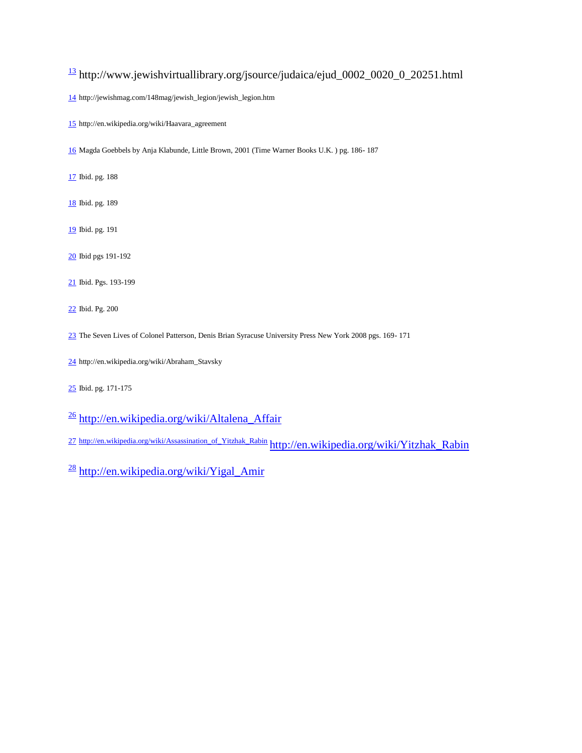[13] http://www.jewishvirtuallibrary.org/jsource/judaica/ejud_0002_0020_0_20251.html

[14] http://jewishmag.com/148mag/jewish_legion/jewish_legion.htm

[15] http://en.wikipedia.org/wiki/Haavara_agreement

[16] Magda Goebbels by Anja Klabunde, Little Brown, 2001 (Time Warner Books U.K. ) pg. 186- 187

[17] Ibid. pg. 188

[18] Ibid. pg. 189

[19] Ibid. pg. 191

[20] Ibid pgs 191-192

[21] Ibid. Pgs. 193-199

[22] Ibid. Pg. 200

[23] The Seven Lives of Colonel Patterson, Denis Brian Syracuse University Press New York 2008 pgs. 169- 171

[24] http://en.wikipedia.org/wiki/Abraham_Stavsky

[25] Ibid. pg. 171-175

[26] http://en.wikipedia.org/wiki/Altalena_Affair

[27] http://en.wikipedia.org/wiki/Assassination_of_Yitzhak_Rabin http://en.wikipedia.org/wiki/Yitzhak_Rabin

[28] http://en.wikipedia.org/wiki/Yigal_Amir